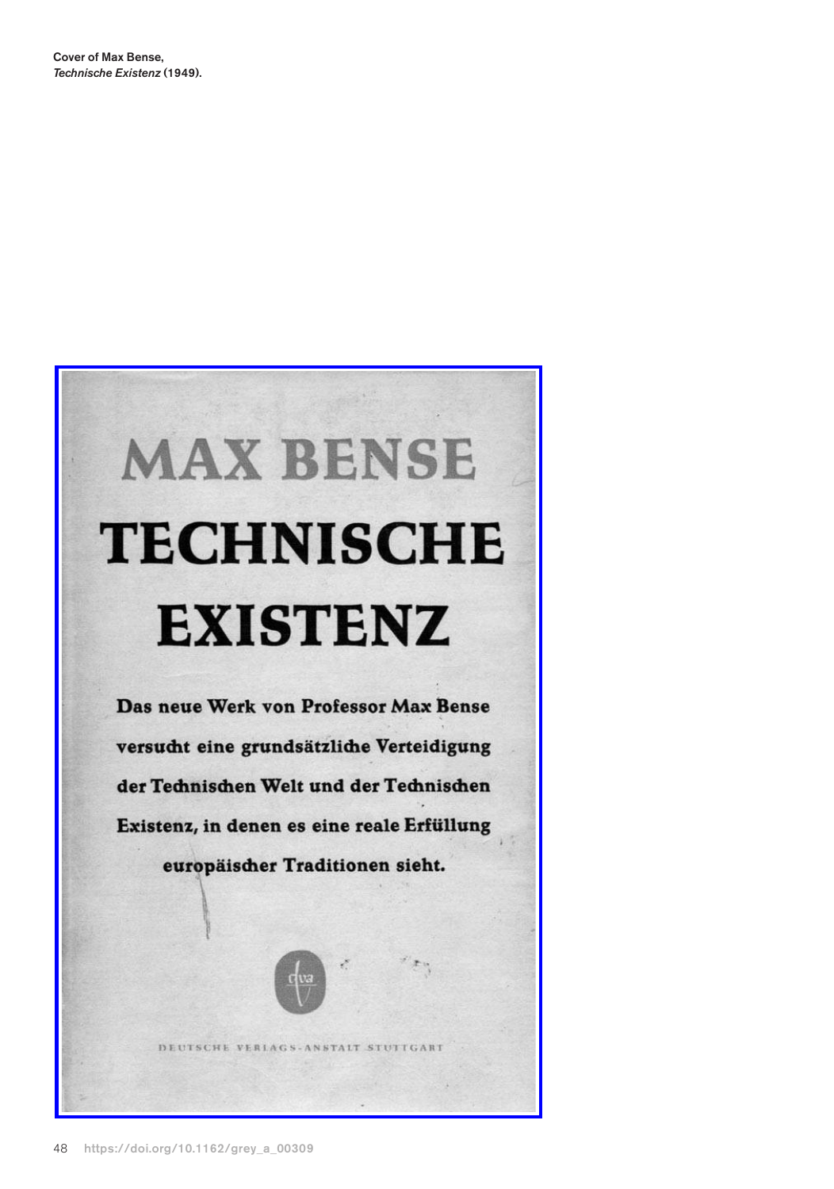**Cover of Max Bense,**
***Technische Existenz* (1949).**

MAX BENSE

# TECHNISCHE EXISTENZ

**Das neue Werk von Professor Max Bense versucht eine grundsätzliche Verteidigung der Technischen Welt und der Technischen Existenz, in denen es eine reale Erfüllung europäischer Traditionen sieht.**

dva

DEUTSCHE VERLAGS-ANSTALT STUTTGART

https://doi.org/10.1162/grey_a_00309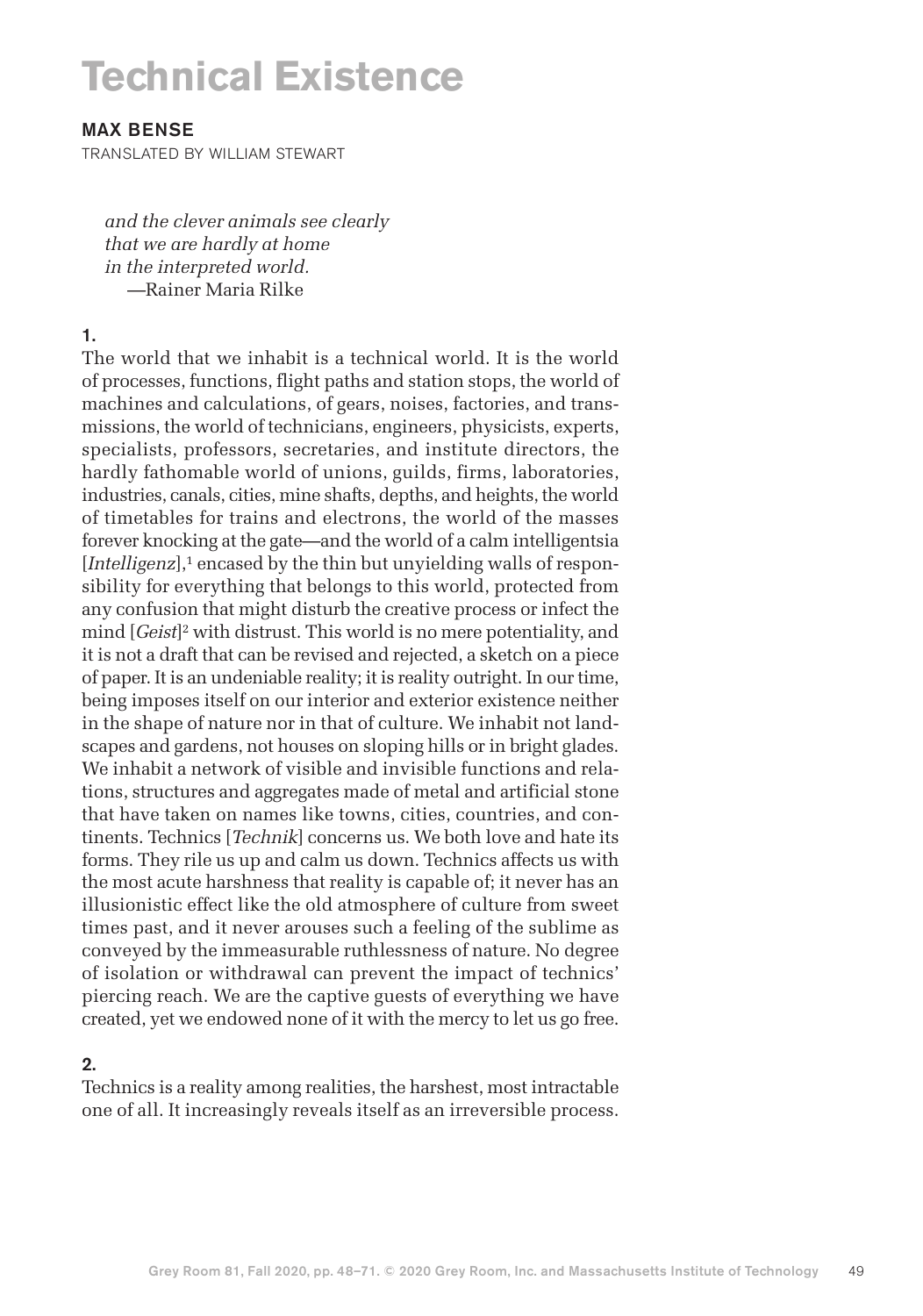# Technical Existence

**MAX BENSE**

TRANSLATED BY WILLIAM STEWART

> *and the clever animals see clearly*
> *that we are hardly at home*
> *in the interpreted world.*
> —Rainer Maria Rilke

**1.**

The world that we inhabit is a technical world. It is the world of processes, functions, flight paths and station stops, the world of machines and calculations, of gears, noises, factories, and transmissions, the world of technicians, engineers, physicists, experts, specialists, professors, secretaries, and institute directors, the hardly fathomable world of unions, guilds, firms, laboratories, industries, canals, cities, mine shafts, depths, and heights, the world of timetables for trains and electrons, the world of the masses forever knocking at the gate—and the world of a calm intelligentsia [*Intelligenz*],[1] encased by the thin but unyielding walls of responsibility for everything that belongs to this world, protected from any confusion that might disturb the creative process or infect the mind [*Geist*][2] with distrust. This world is no mere potentiality, and it is not a draft that can be revised and rejected, a sketch on a piece of paper. It is an undeniable reality; it is reality outright. In our time, being imposes itself on our interior and exterior existence neither in the shape of nature nor in that of culture. We inhabit not landscapes and gardens, not houses on sloping hills or in bright glades. We inhabit a network of visible and invisible functions and relations, structures and aggregates made of metal and artificial stone that have taken on names like towns, cities, countries, and continents. Technics [*Technik*] concerns us. We both love and hate its forms. They rile us up and calm us down. Technics affects us with the most acute harshness that reality is capable of; it never has an illusionistic effect like the old atmosphere of culture from sweet times past, and it never arouses such a feeling of the sublime as conveyed by the immeasurable ruthlessness of nature. No degree of isolation or withdrawal can prevent the impact of technics' piercing reach. We are the captive guests of everything we have created, yet we endowed none of it with the mercy to let us go free.

**2.**

Technics is a reality among realities, the harshest, most intractable one of all. It increasingly reveals itself as an irreversible process.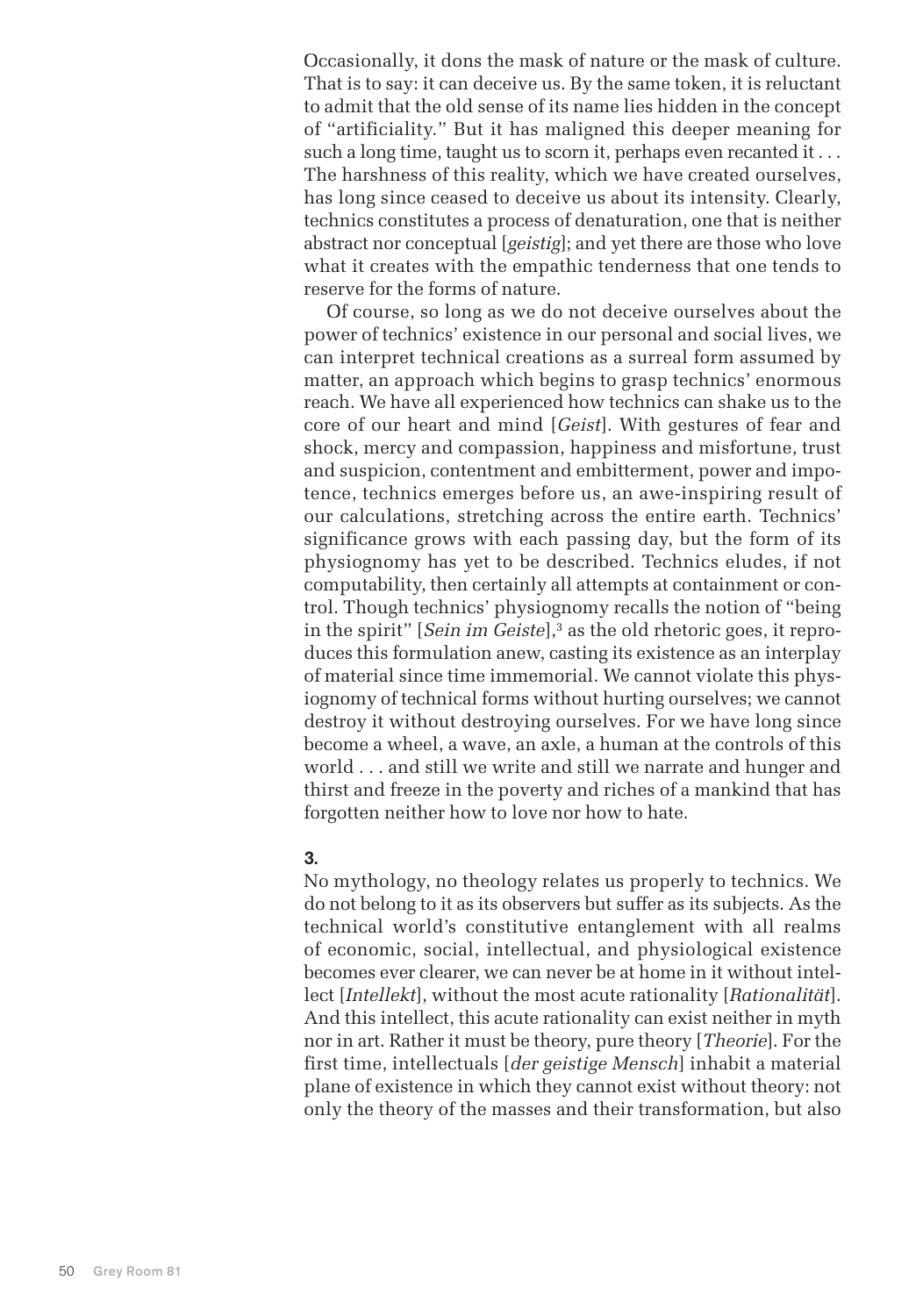Occasionally, it dons the mask of nature or the mask of culture. That is to say: it can deceive us. By the same token, it is reluctant to admit that the old sense of its name lies hidden in the concept of "artificiality." But it has maligned this deeper meaning for such a long time, taught us to scorn it, perhaps even recanted it . . . The harshness of this reality, which we have created ourselves, has long since ceased to deceive us about its intensity. Clearly, technics constitutes a process of denaturation, one that is neither abstract nor conceptual [*geistig*]; and yet there are those who love what it creates with the empathic tenderness that one tends to reserve for the forms of nature.

Of course, so long as we do not deceive ourselves about the power of technics' existence in our personal and social lives, we can interpret technical creations as a surreal form assumed by matter, an approach which begins to grasp technics' enormous reach. We have all experienced how technics can shake us to the core of our heart and mind [*Geist*]. With gestures of fear and shock, mercy and compassion, happiness and misfortune, trust and suspicion, contentment and embitterment, power and impotence, technics emerges before us, an awe-inspiring result of our calculations, stretching across the entire earth. Technics' significance grows with each passing day, but the form of its physiognomy has yet to be described. Technics eludes, if not computability, then certainly all attempts at containment or control. Though technics' physiognomy recalls the notion of "being in the spirit" [*Sein im Geiste*],[3] as the old rhetoric goes, it reproduces this formulation anew, casting its existence as an interplay of material since time immemorial. We cannot violate this physiognomy of technical forms without hurting ourselves; we cannot destroy it without destroying ourselves. For we have long since become a wheel, a wave, an axle, a human at the controls of this world . . . and still we write and still we narrate and hunger and thirst and freeze in the poverty and riches of a mankind that has forgotten neither how to love nor how to hate.

### 3.

No mythology, no theology relates us properly to technics. We do not belong to it as its observers but suffer as its subjects. As the technical world's constitutive entanglement with all realms of economic, social, intellectual, and physiological existence becomes ever clearer, we can never be at home in it without intellect [*Intellekt*], without the most acute rationality [*Rationalität*]. And this intellect, this acute rationality can exist neither in myth nor in art. Rather it must be theory, pure theory [*Theorie*]. For the first time, intellectuals [*der geistige Mensch*] inhabit a material plane of existence in which they cannot exist without theory: not only the theory of the masses and their transformation, but also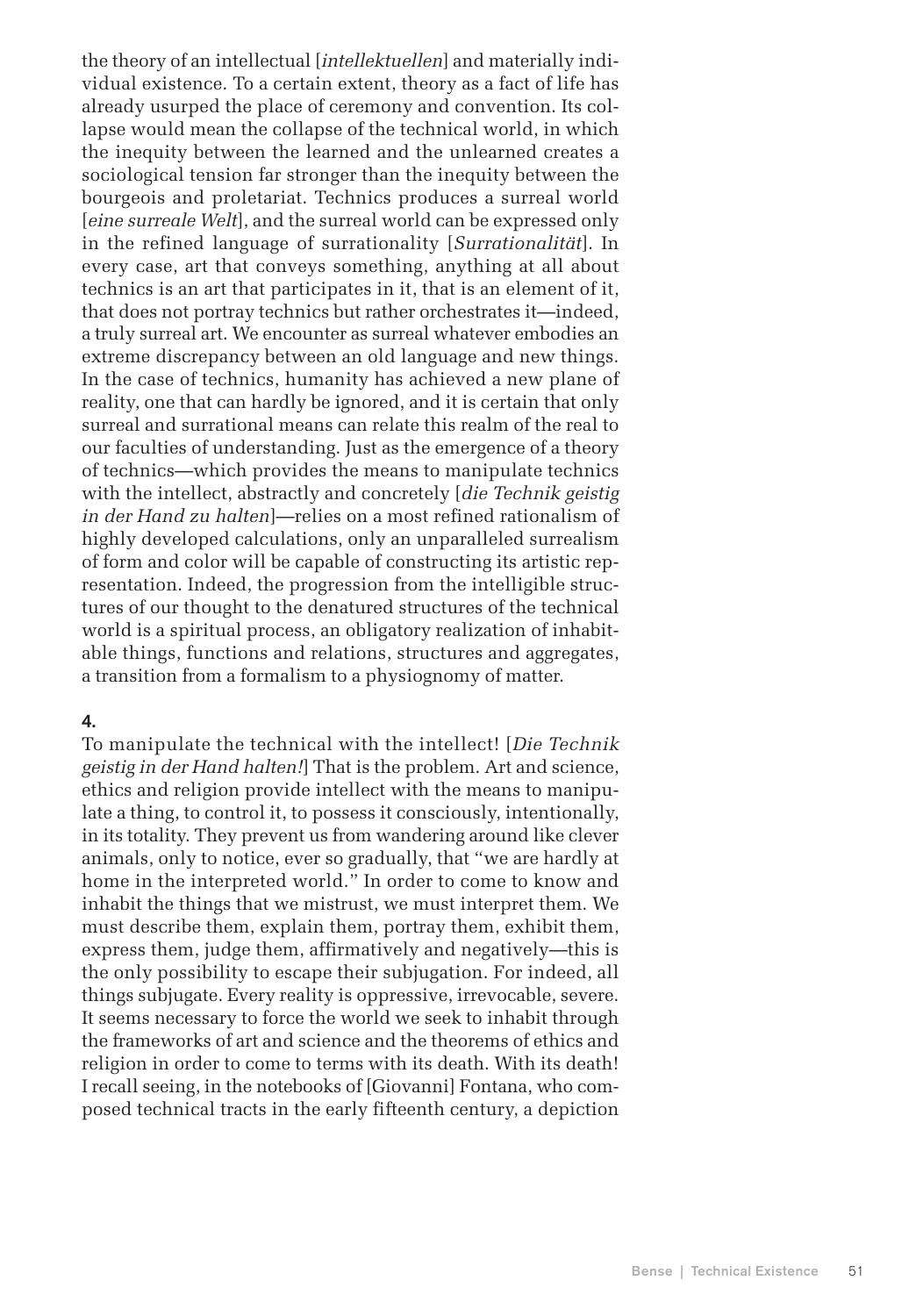the theory of an intellectual [*intellektuellen*] and materially individual existence. To a certain extent, theory as a fact of life has already usurped the place of ceremony and convention. Its collapse would mean the collapse of the technical world, in which the inequity between the learned and the unlearned creates a sociological tension far stronger than the inequity between the bourgeois and proletariat. Technics produces a surreal world [*eine surreale Welt*], and the surreal world can be expressed only in the refined language of surrationality [*Surrationalität*]. In every case, art that conveys something, anything at all about technics is an art that participates in it, that is an element of it, that does not portray technics but rather orchestrates it—indeed, a truly surreal art. We encounter as surreal whatever embodies an extreme discrepancy between an old language and new things. In the case of technics, humanity has achieved a new plane of reality, one that can hardly be ignored, and it is certain that only surreal and surrational means can relate this realm of the real to our faculties of understanding. Just as the emergence of a theory of technics—which provides the means to manipulate technics with the intellect, abstractly and concretely [*die Technik geistig in der Hand zu halten*]—relies on a most refined rationalism of highly developed calculations, only an unparalleled surrealism of form and color will be capable of constructing its artistic representation. Indeed, the progression from the intelligible structures of our thought to the denatured structures of the technical world is a spiritual process, an obligatory realization of inhabitable things, functions and relations, structures and aggregates, a transition from a formalism to a physiognomy of matter.

**4.**

To manipulate the technical with the intellect! [*Die Technik geistig in der Hand halten!*] That is the problem. Art and science, ethics and religion provide intellect with the means to manipulate a thing, to control it, to possess it consciously, intentionally, in its totality. They prevent us from wandering around like clever animals, only to notice, ever so gradually, that "we are hardly at home in the interpreted world." In order to come to know and inhabit the things that we mistrust, we must interpret them. We must describe them, explain them, portray them, exhibit them, express them, judge them, affirmatively and negatively—this is the only possibility to escape their subjugation. For indeed, all things subjugate. Every reality is oppressive, irrevocable, severe. It seems necessary to force the world we seek to inhabit through the frameworks of art and science and the theorems of ethics and religion in order to come to terms with its death. With its death! I recall seeing, in the notebooks of [Giovanni] Fontana, who composed technical tracts in the early fifteenth century, a depiction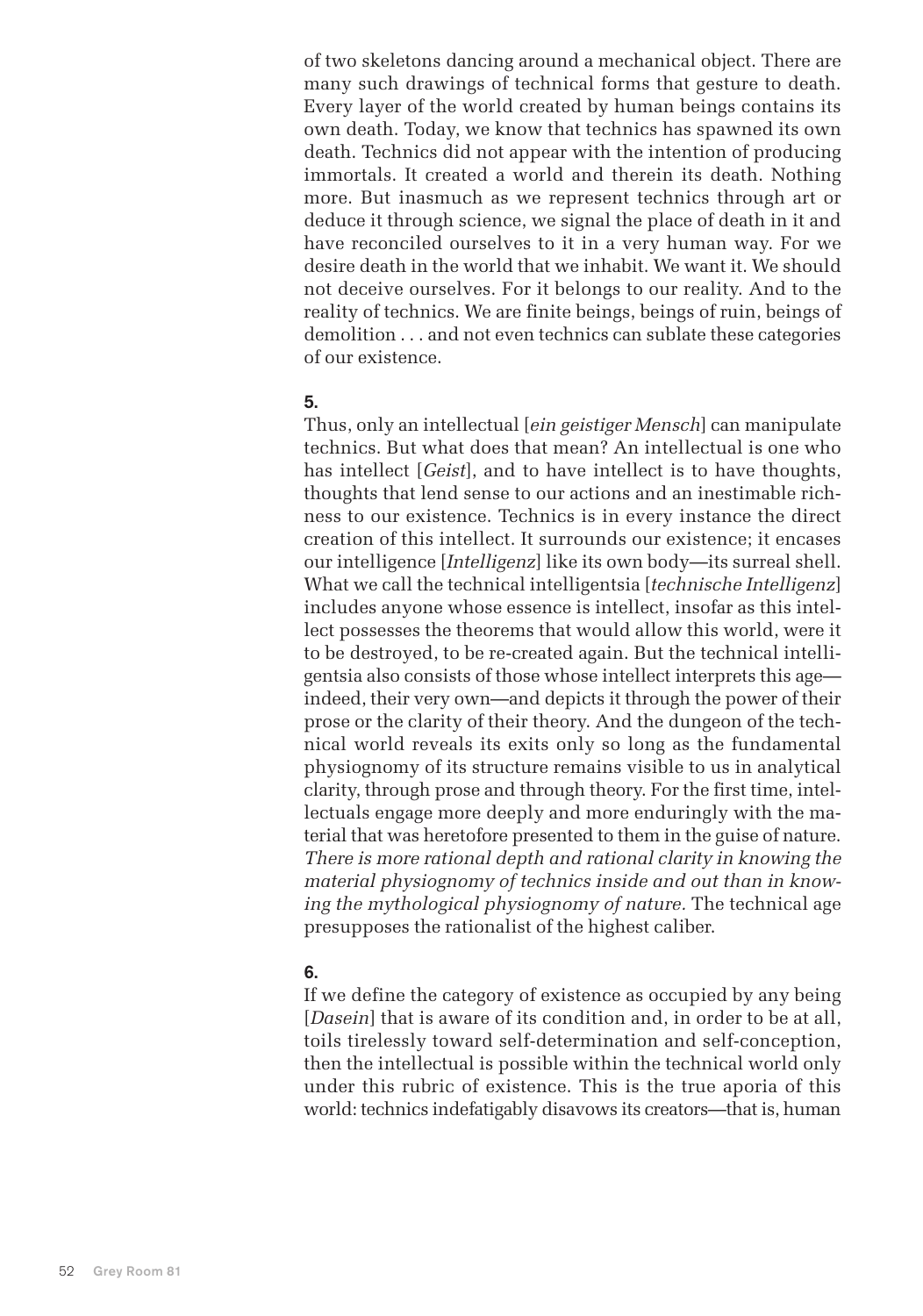of two skeletons dancing around a mechanical object. There are many such drawings of technical forms that gesture to death. Every layer of the world created by human beings contains its own death. Today, we know that technics has spawned its own death. Technics did not appear with the intention of producing immortals. It created a world and therein its death. Nothing more. But inasmuch as we represent technics through art or deduce it through science, we signal the place of death in it and have reconciled ourselves to it in a very human way. For we desire death in the world that we inhabit. We want it. We should not deceive ourselves. For it belongs to our reality. And to the reality of technics. We are finite beings, beings of ruin, beings of demolition . . . and not even technics can sublate these categories of our existence.

**5.**

Thus, only an intellectual [*ein geistiger Mensch*] can manipulate technics. But what does that mean? An intellectual is one who has intellect [*Geist*], and to have intellect is to have thoughts, thoughts that lend sense to our actions and an inestimable richness to our existence. Technics is in every instance the direct creation of this intellect. It surrounds our existence; it encases our intelligence [*Intelligenz*] like its own body—its surreal shell. What we call the technical intelligentsia [*technische Intelligenz*] includes anyone whose essence is intellect, insofar as this intellect possesses the theorems that would allow this world, were it to be destroyed, to be re-created again. But the technical intelligentsia also consists of those whose intellect interprets this age—indeed, their very own—and depicts it through the power of their prose or the clarity of their theory. And the dungeon of the technical world reveals its exits only so long as the fundamental physiognomy of its structure remains visible to us in analytical clarity, through prose and through theory. For the first time, intellectuals engage more deeply and more enduringly with the material that was heretofore presented to them in the guise of nature. *There is more rational depth and rational clarity in knowing the material physiognomy of technics inside and out than in knowing the mythological physiognomy of nature.* The technical age presupposes the rationalist of the highest caliber.

**6.**

If we define the category of existence as occupied by any being [*Dasein*] that is aware of its condition and, in order to be at all, toils tirelessly toward self-determination and self-conception, then the intellectual is possible within the technical world only under this rubric of existence. This is the true aporia of this world: technics indefatigably disavows its creators—that is, human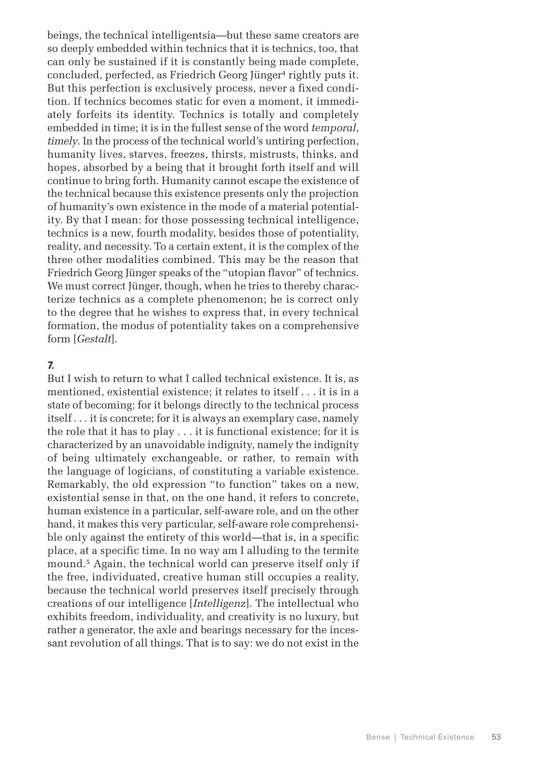beings, the technical intelligentsia—but these same creators are so deeply embedded within technics that it is technics, too, that can only be sustained if it is constantly being made complete, concluded, perfected, as Friedrich Georg Jünger[4] rightly puts it. But this perfection is exclusively process, never a fixed condition. If technics becomes static for even a moment, it immediately forfeits its identity. Technics is totally and completely embedded in time; it is in the fullest sense of the word *temporal*, *timely*. In the process of the technical world's untiring perfection, humanity lives, starves, freezes, thirsts, mistrusts, thinks, and hopes, absorbed by a being that it brought forth itself and will continue to bring forth. Humanity cannot escape the existence of the technical because this existence presents only the projection of humanity's own existence in the mode of a material potentiality. By that I mean: for those possessing technical intelligence, technics is a new, fourth modality, besides those of potentiality, reality, and necessity. To a certain extent, it is the complex of the three other modalities combined. This may be the reason that Friedrich Georg Jünger speaks of the "utopian flavor" of technics. We must correct Jünger, though, when he tries to thereby characterize technics as a complete phenomenon; he is correct only to the degree that he wishes to express that, in every technical formation, the modus of potentiality takes on a comprehensive form [*Gestalt*].

**7.**

But I wish to return to what I called technical existence. It is, as mentioned, existential existence; it relates to itself . . . it is in a state of becoming; for it belongs directly to the technical process itself . . . it is concrete; for it is always an exemplary case, namely the role that it has to play . . . it is functional existence; for it is characterized by an unavoidable indignity, namely the indignity of being ultimately exchangeable, or rather, to remain with the language of logicians, of constituting a variable existence. Remarkably, the old expression "to function" takes on a new, existential sense in that, on the one hand, it refers to concrete, human existence in a particular, self-aware role, and on the other hand, it makes this very particular, self-aware role comprehensible only against the entirety of this world—that is, in a specific place, at a specific time. In no way am I alluding to the termite mound.[5] Again, the technical world can preserve itself only if the free, individuated, creative human still occupies a reality, because the technical world preserves itself precisely through creations of our intelligence [*Intelligenz*]. The intellectual who exhibits freedom, individuality, and creativity is no luxury, but rather a generator, the axle and bearings necessary for the incessant revolution of all things. That is to say: we do not exist in the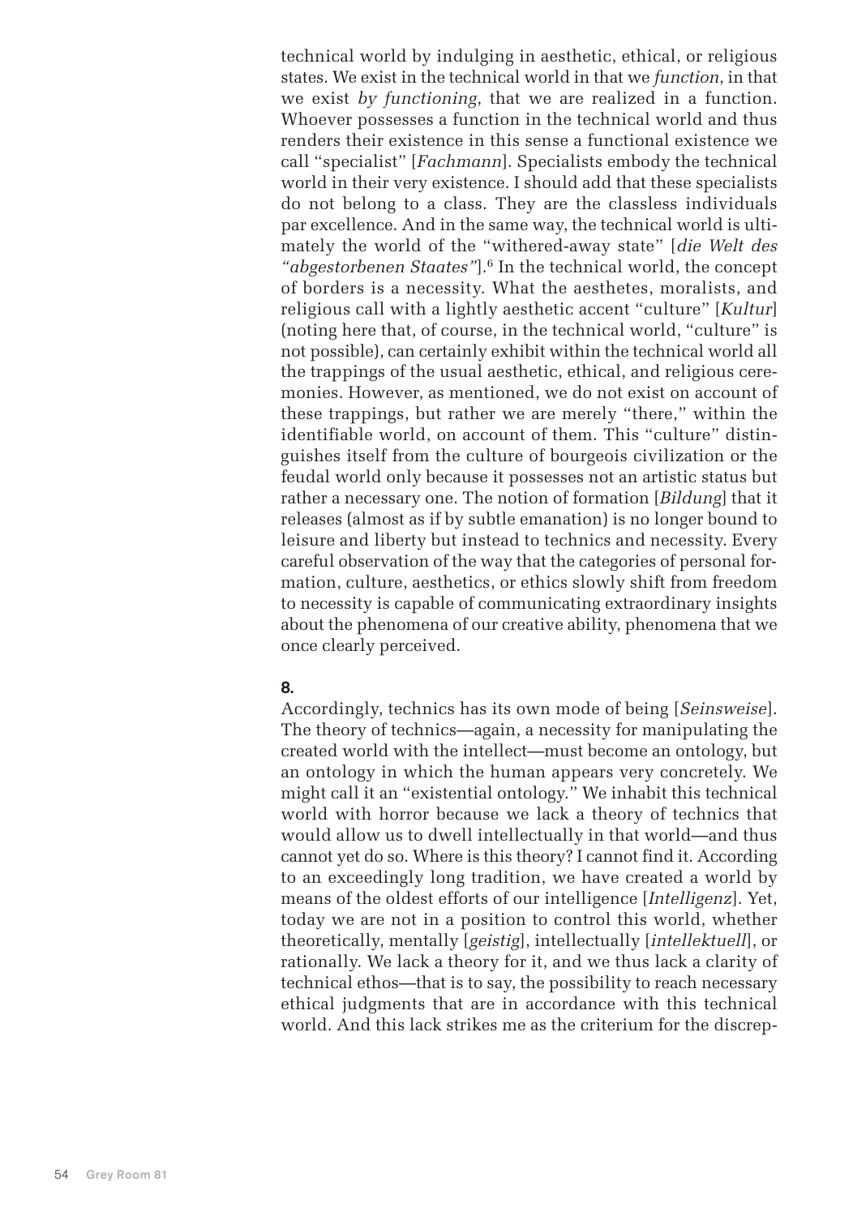technical world by indulging in aesthetic, ethical, or religious states. We exist in the technical world in that we *function*, in that we exist *by functioning*, that we are realized in a function. Whoever possesses a function in the technical world and thus renders their existence in this sense a functional existence we call "specialist" [*Fachmann*]. Specialists embody the technical world in their very existence. I should add that these specialists do not belong to a class. They are the classless individuals par excellence. And in the same way, the technical world is ultimately the world of the "withered-away state" [*die Welt des "abgestorbenen Staates"*].[6] In the technical world, the concept of borders is a necessity. What the aesthetes, moralists, and religious call with a lightly aesthetic accent "culture" [*Kultur*] (noting here that, of course, in the technical world, "culture" is not possible), can certainly exhibit within the technical world all the trappings of the usual aesthetic, ethical, and religious ceremonies. However, as mentioned, we do not exist on account of these trappings, but rather we are merely "there," within the identifiable world, on account of them. This "culture" distinguishes itself from the culture of bourgeois civilization or the feudal world only because it possesses not an artistic status but rather a necessary one. The notion of formation [*Bildung*] that it releases (almost as if by subtle emanation) is no longer bound to leisure and liberty but instead to technics and necessity. Every careful observation of the way that the categories of personal formation, culture, aesthetics, or ethics slowly shift from freedom to necessity is capable of communicating extraordinary insights about the phenomena of our creative ability, phenomena that we once clearly perceived.

**8.**

Accordingly, technics has its own mode of being [*Seinsweise*]. The theory of technics—again, a necessity for manipulating the created world with the intellect—must become an ontology, but an ontology in which the human appears very concretely. We might call it an "existential ontology." We inhabit this technical world with horror because we lack a theory of technics that would allow us to dwell intellectually in that world—and thus cannot yet do so. Where is this theory? I cannot find it. According to an exceedingly long tradition, we have created a world by means of the oldest efforts of our intelligence [*Intelligenz*]. Yet, today we are not in a position to control this world, whether theoretically, mentally [*geistig*], intellectually [*intellektuell*], or rationally. We lack a theory for it, and we thus lack a clarity of technical ethos—that is to say, the possibility to reach necessary ethical judgments that are in accordance with this technical world. And this lack strikes me as the criterium for the discrep-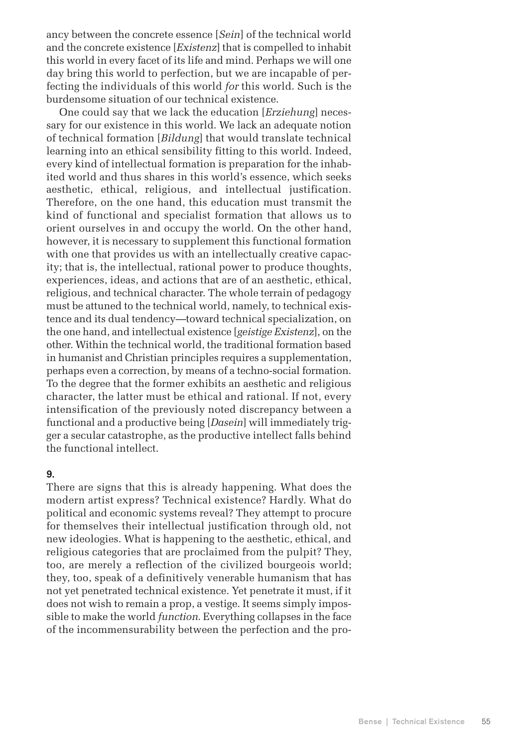ancy between the concrete essence [*Sein*] of the technical world and the concrete existence [*Existenz*] that is compelled to inhabit this world in every facet of its life and mind. Perhaps we will one day bring this world to perfection, but we are incapable of perfecting the individuals of this world *for* this world. Such is the burdensome situation of our technical existence.

One could say that we lack the education [*Erziehung*] necessary for our existence in this world. We lack an adequate notion of technical formation [*Bildung*] that would translate technical learning into an ethical sensibility fitting to this world. Indeed, every kind of intellectual formation is preparation for the inhabited world and thus shares in this world's essence, which seeks aesthetic, ethical, religious, and intellectual justification. Therefore, on the one hand, this education must transmit the kind of functional and specialist formation that allows us to orient ourselves in and occupy the world. On the other hand, however, it is necessary to supplement this functional formation with one that provides us with an intellectually creative capacity; that is, the intellectual, rational power to produce thoughts, experiences, ideas, and actions that are of an aesthetic, ethical, religious, and technical character. The whole terrain of pedagogy must be attuned to the technical world, namely, to technical existence and its dual tendency—toward technical specialization, on the one hand, and intellectual existence [*geistige Existenz*], on the other. Within the technical world, the traditional formation based in humanist and Christian principles requires a supplementation, perhaps even a correction, by means of a techno-social formation. To the degree that the former exhibits an aesthetic and religious character, the latter must be ethical and rational. If not, every intensification of the previously noted discrepancy between a functional and a productive being [*Dasein*] will immediately trigger a secular catastrophe, as the productive intellect falls behind the functional intellect.

**9.**

There are signs that this is already happening. What does the modern artist express? Technical existence? Hardly. What do political and economic systems reveal? They attempt to procure for themselves their intellectual justification through old, not new ideologies. What is happening to the aesthetic, ethical, and religious categories that are proclaimed from the pulpit? They, too, are merely a reflection of the civilized bourgeois world; they, too, speak of a definitively venerable humanism that has not yet penetrated technical existence. Yet penetrate it must, if it does not wish to remain a prop, a vestige. It seems simply impossible to make the world *function*. Everything collapses in the face of the incommensurability between the perfection and the pro-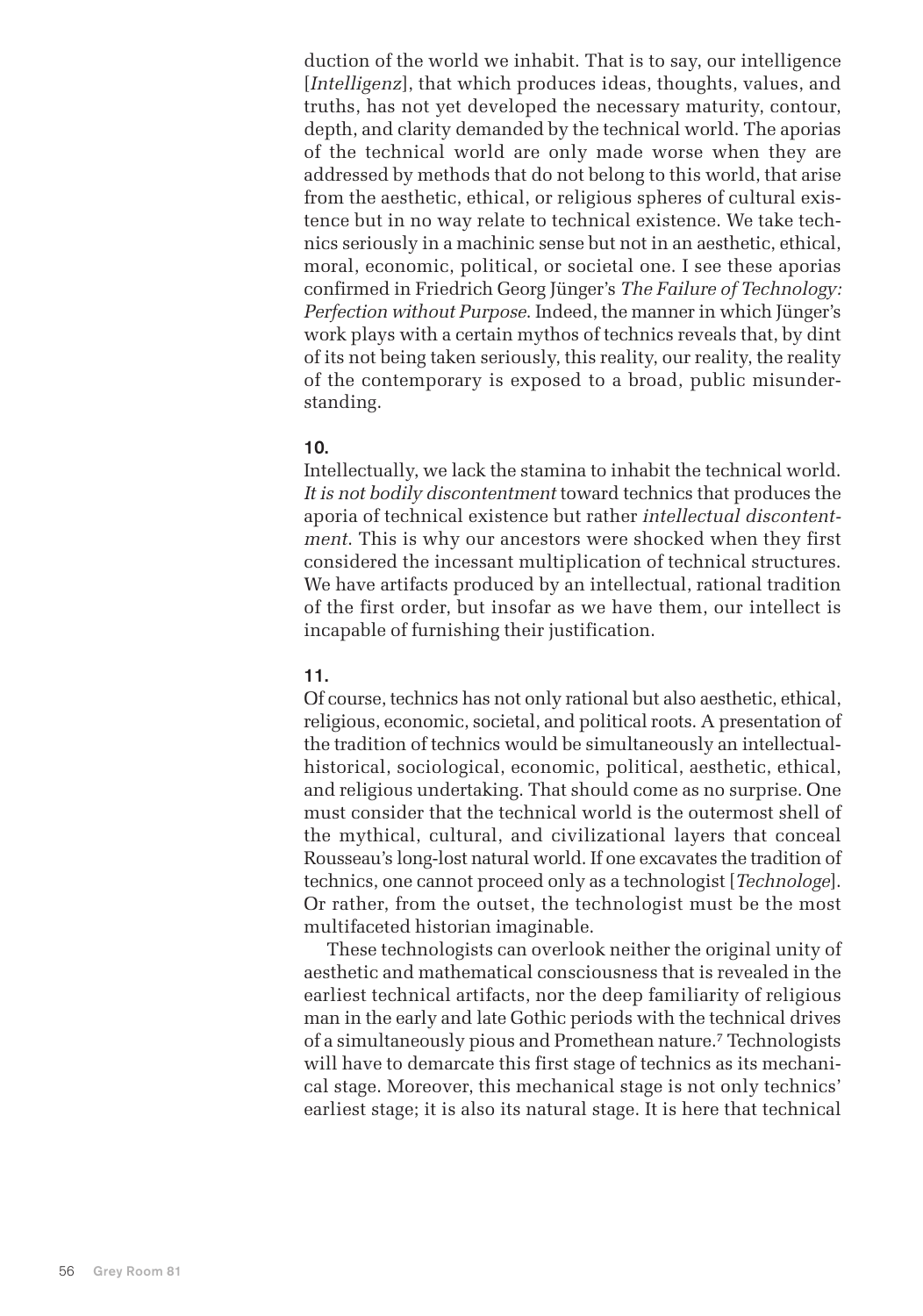duction of the world we inhabit. That is to say, our intelligence [*Intelligenz*], that which produces ideas, thoughts, values, and truths, has not yet developed the necessary maturity, contour, depth, and clarity demanded by the technical world. The aporias of the technical world are only made worse when they are addressed by methods that do not belong to this world, that arise from the aesthetic, ethical, or religious spheres of cultural existence but in no way relate to technical existence. We take technics seriously in a machinic sense but not in an aesthetic, ethical, moral, economic, political, or societal one. I see these aporias confirmed in Friedrich Georg Jünger's *The Failure of Technology: Perfection without Purpose*. Indeed, the manner in which Jünger's work plays with a certain mythos of technics reveals that, by dint of its not being taken seriously, this reality, our reality, the reality of the contemporary is exposed to a broad, public misunderstanding.

**10.**

Intellectually, we lack the stamina to inhabit the technical world. *It is not bodily discontentment* toward technics that produces the aporia of technical existence but rather *intellectual discontentment*. This is why our ancestors were shocked when they first considered the incessant multiplication of technical structures. We have artifacts produced by an intellectual, rational tradition of the first order, but insofar as we have them, our intellect is incapable of furnishing their justification.

**11.**

Of course, technics has not only rational but also aesthetic, ethical, religious, economic, societal, and political roots. A presentation of the tradition of technics would be simultaneously an intellectual-historical, sociological, economic, political, aesthetic, ethical, and religious undertaking. That should come as no surprise. One must consider that the technical world is the outermost shell of the mythical, cultural, and civilizational layers that conceal Rousseau's long-lost natural world. If one excavates the tradition of technics, one cannot proceed only as a technologist [*Technologe*]. Or rather, from the outset, the technologist must be the most multifaceted historian imaginable.

These technologists can overlook neither the original unity of aesthetic and mathematical consciousness that is revealed in the earliest technical artifacts, nor the deep familiarity of religious man in the early and late Gothic periods with the technical drives of a simultaneously pious and Promethean nature.[7] Technologists will have to demarcate this first stage of technics as its mechanical stage. Moreover, this mechanical stage is not only technics' earliest stage; it is also its natural stage. It is here that technical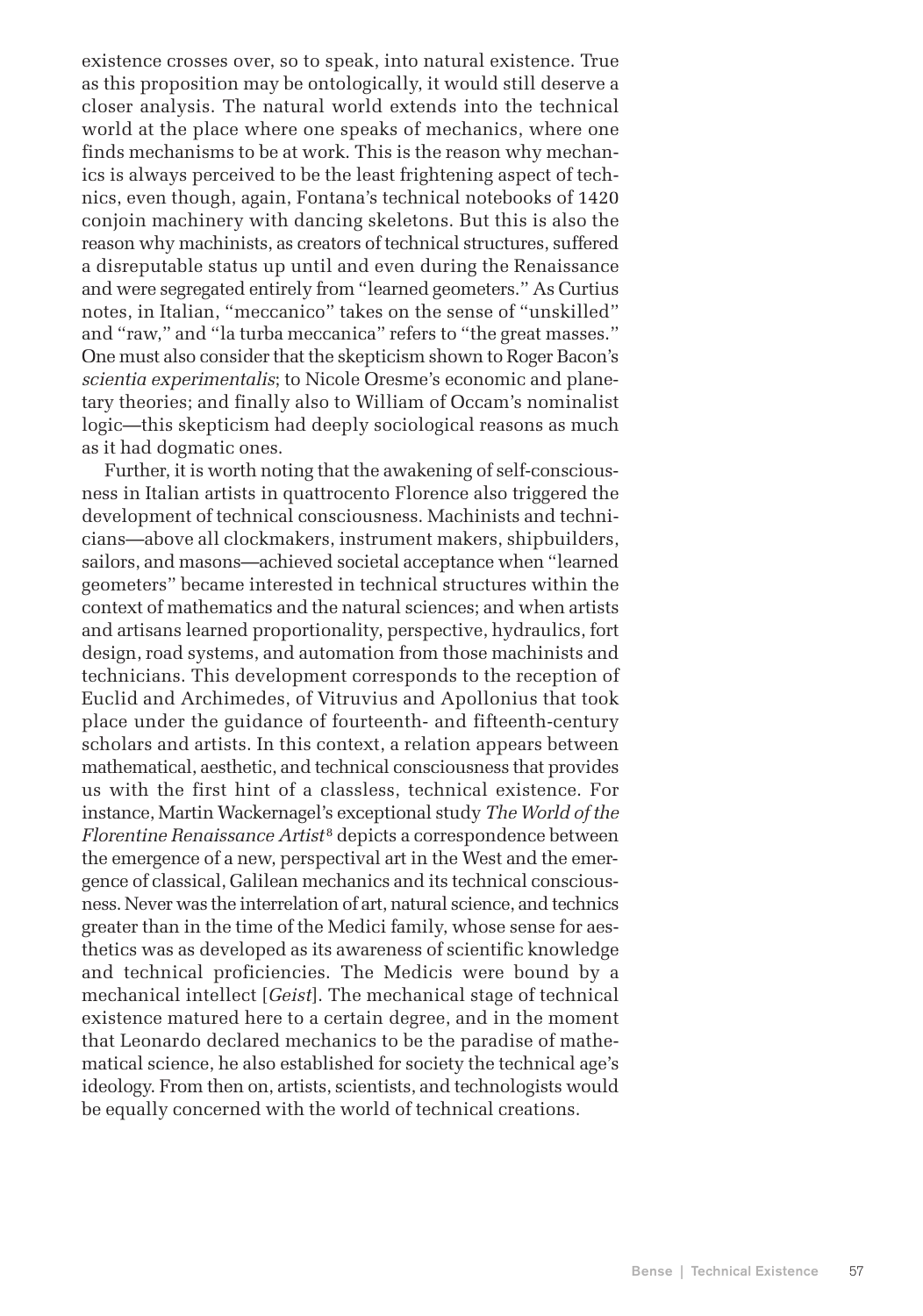existence crosses over, so to speak, into natural existence. True as this proposition may be ontologically, it would still deserve a closer analysis. The natural world extends into the technical world at the place where one speaks of mechanics, where one finds mechanisms to be at work. This is the reason why mechanics is always perceived to be the least frightening aspect of technics, even though, again, Fontana's technical notebooks of 1420 conjoin machinery with dancing skeletons. But this is also the reason why machinists, as creators of technical structures, suffered a disreputable status up until and even during the Renaissance and were segregated entirely from "learned geometers." As Curtius notes, in Italian, "meccanico" takes on the sense of "unskilled" and "raw," and "la turba meccanica" refers to "the great masses." One must also consider that the skepticism shown to Roger Bacon's *scientia experimentalis*; to Nicole Oresme's economic and planetary theories; and finally also to William of Occam's nominalist logic—this skepticism had deeply sociological reasons as much as it had dogmatic ones.

Further, it is worth noting that the awakening of self-consciousness in Italian artists in quattrocento Florence also triggered the development of technical consciousness. Machinists and technicians—above all clockmakers, instrument makers, shipbuilders, sailors, and masons—achieved societal acceptance when "learned geometers" became interested in technical structures within the context of mathematics and the natural sciences; and when artists and artisans learned proportionality, perspective, hydraulics, fort design, road systems, and automation from those machinists and technicians. This development corresponds to the reception of Euclid and Archimedes, of Vitruvius and Apollonius that took place under the guidance of fourteenth- and fifteenth-century scholars and artists. In this context, a relation appears between mathematical, aesthetic, and technical consciousness that provides us with the first hint of a classless, technical existence. For instance, Martin Wackernagel's exceptional study *The World of the Florentine Renaissance Artist*[8] depicts a correspondence between the emergence of a new, perspectival art in the West and the emergence of classical, Galilean mechanics and its technical consciousness. Never was the interrelation of art, natural science, and technics greater than in the time of the Medici family, whose sense for aesthetics was as developed as its awareness of scientific knowledge and technical proficiencies. The Medicis were bound by a mechanical intellect [*Geist*]. The mechanical stage of technical existence matured here to a certain degree, and in the moment that Leonardo declared mechanics to be the paradise of mathematical science, he also established for society the technical age's ideology. From then on, artists, scientists, and technologists would be equally concerned with the world of technical creations.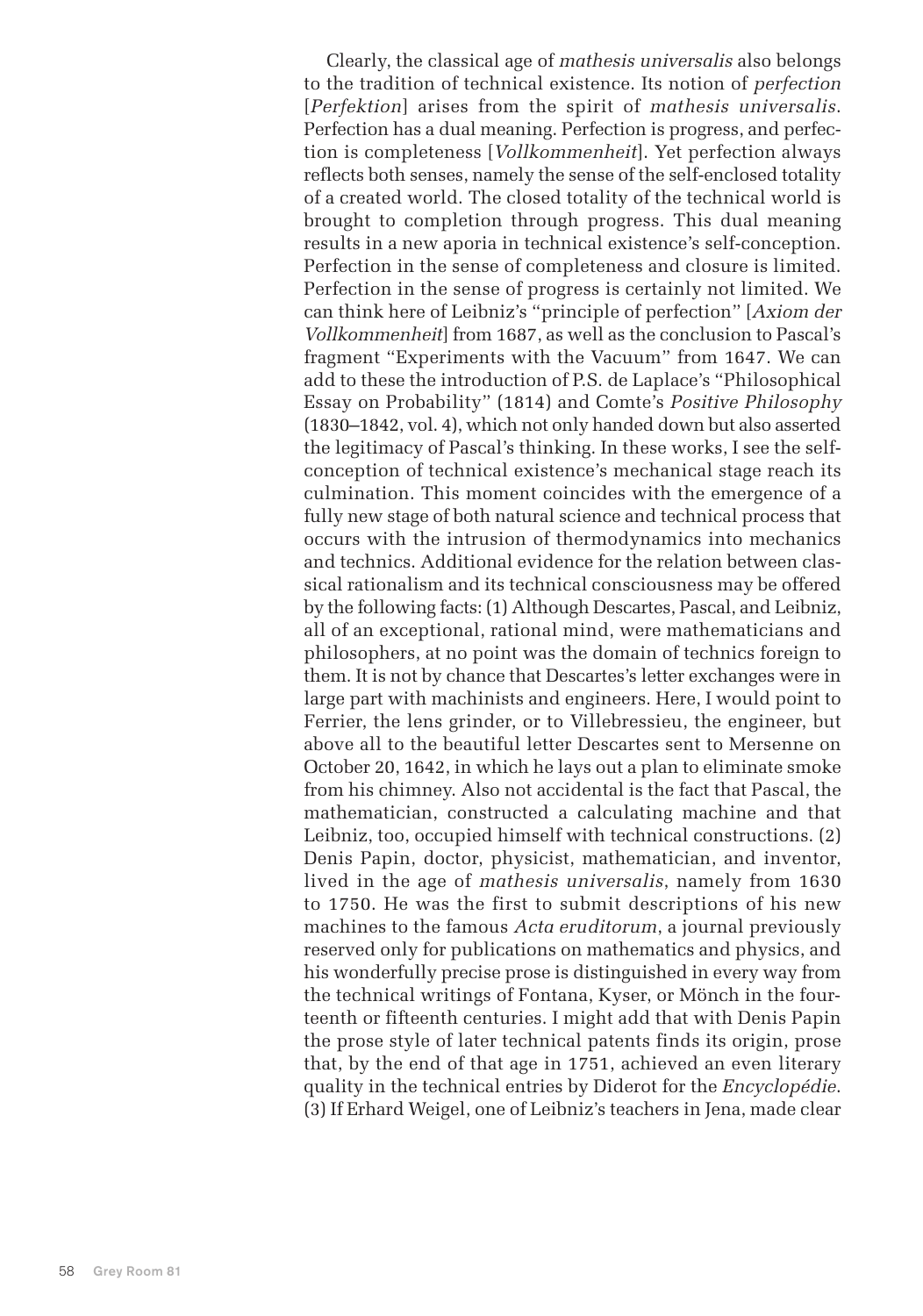Clearly, the classical age of *mathesis universalis* also belongs to the tradition of technical existence. Its notion of *perfection* [*Perfektion*] arises from the spirit of *mathesis universalis*. Perfection has a dual meaning. Perfection is progress, and perfection is completeness [*Vollkommenheit*]. Yet perfection always reflects both senses, namely the sense of the self-enclosed totality of a created world. The closed totality of the technical world is brought to completion through progress. This dual meaning results in a new aporia in technical existence's self-conception. Perfection in the sense of completeness and closure is limited. Perfection in the sense of progress is certainly not limited. We can think here of Leibniz's "principle of perfection" [*Axiom der Vollkommenheit*] from 1687, as well as the conclusion to Pascal's fragment "Experiments with the Vacuum" from 1647. We can add to these the introduction of P.S. de Laplace's "Philosophical Essay on Probability" (1814) and Comte's *Positive Philosophy* (1830–1842, vol. 4), which not only handed down but also asserted the legitimacy of Pascal's thinking. In these works, I see the self-conception of technical existence's mechanical stage reach its culmination. This moment coincides with the emergence of a fully new stage of both natural science and technical process that occurs with the intrusion of thermodynamics into mechanics and technics. Additional evidence for the relation between classical rationalism and its technical consciousness may be offered by the following facts: (1) Although Descartes, Pascal, and Leibniz, all of an exceptional, rational mind, were mathematicians and philosophers, at no point was the domain of technics foreign to them. It is not by chance that Descartes's letter exchanges were in large part with machinists and engineers. Here, I would point to Ferrier, the lens grinder, or to Villebressieu, the engineer, but above all to the beautiful letter Descartes sent to Mersenne on October 20, 1642, in which he lays out a plan to eliminate smoke from his chimney. Also not accidental is the fact that Pascal, the mathematician, constructed a calculating machine and that Leibniz, too, occupied himself with technical constructions. (2) Denis Papin, doctor, physicist, mathematician, and inventor, lived in the age of *mathesis universalis*, namely from 1630 to 1750. He was the first to submit descriptions of his new machines to the famous *Acta eruditorum*, a journal previously reserved only for publications on mathematics and physics, and his wonderfully precise prose is distinguished in every way from the technical writings of Fontana, Kyser, or Mönch in the fourteenth or fifteenth centuries. I might add that with Denis Papin the prose style of later technical patents finds its origin, prose that, by the end of that age in 1751, achieved an even literary quality in the technical entries by Diderot for the *Encyclopédie*. (3) If Erhard Weigel, one of Leibniz's teachers in Jena, made clear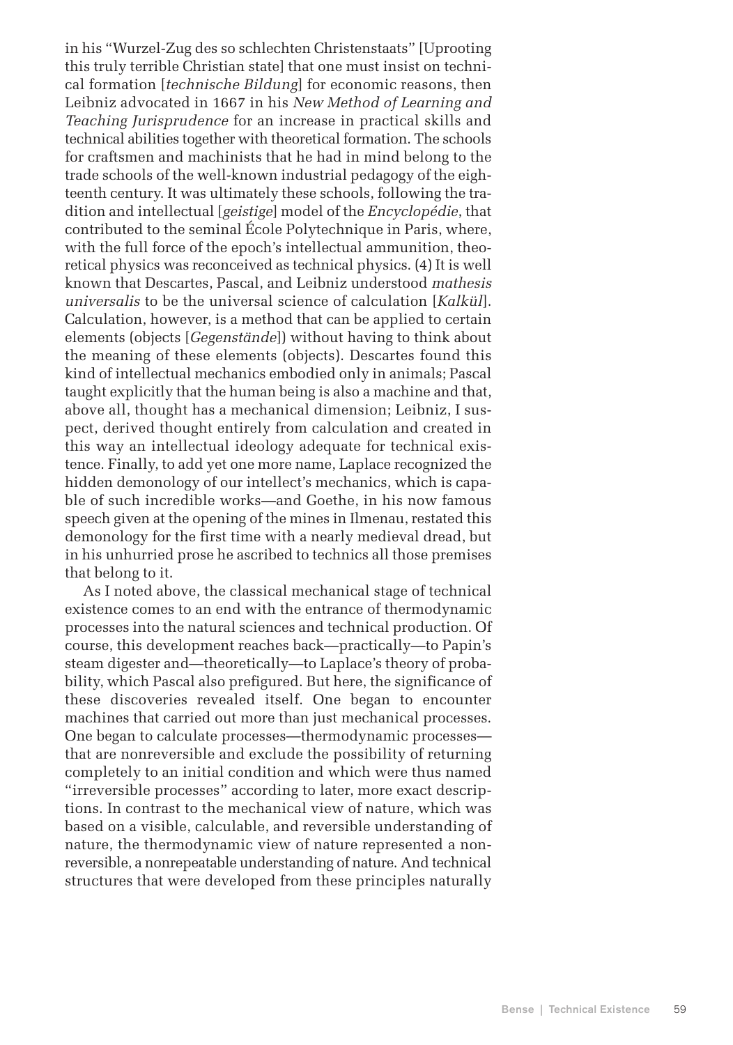in his "Wurzel-Zug des so schlechten Christenstaats" [Uprooting this truly terrible Christian state] that one must insist on technical formation [*technische Bildung*] for economic reasons, then Leibniz advocated in 1667 in his *New Method of Learning and Teaching Jurisprudence* for an increase in practical skills and technical abilities together with theoretical formation. The schools for craftsmen and machinists that he had in mind belong to the trade schools of the well-known industrial pedagogy of the eighteenth century. It was ultimately these schools, following the tradition and intellectual [*geistige*] model of the *Encyclopédie*, that contributed to the seminal École Polytechnique in Paris, where, with the full force of the epoch's intellectual ammunition, theoretical physics was reconceived as technical physics. (4) It is well known that Descartes, Pascal, and Leibniz understood *mathesis universalis* to be the universal science of calculation [*Kalkül*]. Calculation, however, is a method that can be applied to certain elements (objects [*Gegenstände*]) without having to think about the meaning of these elements (objects). Descartes found this kind of intellectual mechanics embodied only in animals; Pascal taught explicitly that the human being is also a machine and that, above all, thought has a mechanical dimension; Leibniz, I suspect, derived thought entirely from calculation and created in this way an intellectual ideology adequate for technical existence. Finally, to add yet one more name, Laplace recognized the hidden demonology of our intellect's mechanics, which is capable of such incredible works—and Goethe, in his now famous speech given at the opening of the mines in Ilmenau, restated this demonology for the first time with a nearly medieval dread, but in his unhurried prose he ascribed to technics all those premises that belong to it.

As I noted above, the classical mechanical stage of technical existence comes to an end with the entrance of thermodynamic processes into the natural sciences and technical production. Of course, this development reaches back—practically—to Papin's steam digester and—theoretically—to Laplace's theory of probability, which Pascal also prefigured. But here, the significance of these discoveries revealed itself. One began to encounter machines that carried out more than just mechanical processes. One began to calculate processes—thermodynamic processes—that are nonreversible and exclude the possibility of returning completely to an initial condition and which were thus named "irreversible processes" according to later, more exact descriptions. In contrast to the mechanical view of nature, which was based on a visible, calculable, and reversible understanding of nature, the thermodynamic view of nature represented a nonreversible, a nonrepeatable understanding of nature. And technical structures that were developed from these principles naturally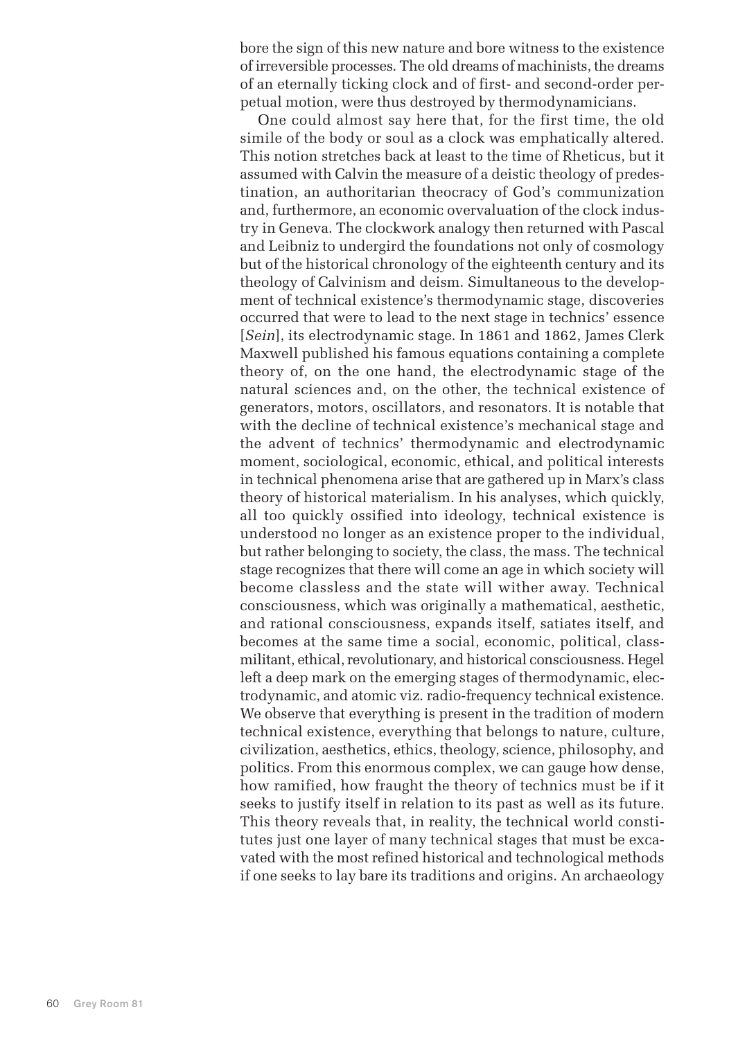bore the sign of this new nature and bore witness to the existence of irreversible processes. The old dreams of machinists, the dreams of an eternally ticking clock and of first- and second-order perpetual motion, were thus destroyed by thermodynamicians.

One could almost say here that, for the first time, the old simile of the body or soul as a clock was emphatically altered. This notion stretches back at least to the time of Rheticus, but it assumed with Calvin the measure of a deistic theology of predestination, an authoritarian theocracy of God's communization and, furthermore, an economic overvaluation of the clock industry in Geneva. The clockwork analogy then returned with Pascal and Leibniz to undergird the foundations not only of cosmology but of the historical chronology of the eighteenth century and its theology of Calvinism and deism. Simultaneous to the development of technical existence's thermodynamic stage, discoveries occurred that were to lead to the next stage in technics' essence [*Sein*], its electrodynamic stage. In 1861 and 1862, James Clerk Maxwell published his famous equations containing a complete theory of, on the one hand, the electrodynamic stage of the natural sciences and, on the other, the technical existence of generators, motors, oscillators, and resonators. It is notable that with the decline of technical existence's mechanical stage and the advent of technics' thermodynamic and electrodynamic moment, sociological, economic, ethical, and political interests in technical phenomena arise that are gathered up in Marx's class theory of historical materialism. In his analyses, which quickly, all too quickly ossified into ideology, technical existence is understood no longer as an existence proper to the individual, but rather belonging to society, the class, the mass. The technical stage recognizes that there will come an age in which society will become classless and the state will wither away. Technical consciousness, which was originally a mathematical, aesthetic, and rational consciousness, expands itself, satiates itself, and becomes at the same time a social, economic, political, class-militant, ethical, revolutionary, and historical consciousness. Hegel left a deep mark on the emerging stages of thermodynamic, electrodynamic, and atomic viz. radio-frequency technical existence. We observe that everything is present in the tradition of modern technical existence, everything that belongs to nature, culture, civilization, aesthetics, ethics, theology, science, philosophy, and politics. From this enormous complex, we can gauge how dense, how ramified, how fraught the theory of technics must be if it seeks to justify itself in relation to its past as well as its future. This theory reveals that, in reality, the technical world constitutes just one layer of many technical stages that must be excavated with the most refined historical and technological methods if one seeks to lay bare its traditions and origins. An archaeology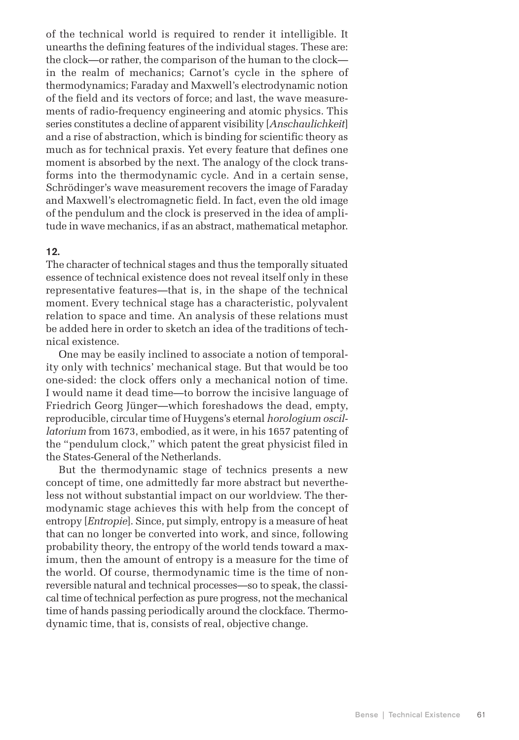of the technical world is required to render it intelligible. It unearths the defining features of the individual stages. These are: the clock—or rather, the comparison of the human to the clock—in the realm of mechanics; Carnot's cycle in the sphere of thermodynamics; Faraday and Maxwell's electrodynamic notion of the field and its vectors of force; and last, the wave measurements of radio-frequency engineering and atomic physics. This series constitutes a decline of apparent visibility [*Anschaulichkeit*] and a rise of abstraction, which is binding for scientific theory as much as for technical praxis. Yet every feature that defines one moment is absorbed by the next. The analogy of the clock transforms into the thermodynamic cycle. And in a certain sense, Schrödinger's wave measurement recovers the image of Faraday and Maxwell's electromagnetic field. In fact, even the old image of the pendulum and the clock is preserved in the idea of amplitude in wave mechanics, if as an abstract, mathematical metaphor.

**12.**

The character of technical stages and thus the temporally situated essence of technical existence does not reveal itself only in these representative features—that is, in the shape of the technical moment. Every technical stage has a characteristic, polyvalent relation to space and time. An analysis of these relations must be added here in order to sketch an idea of the traditions of technical existence.

One may be easily inclined to associate a notion of temporality only with technics' mechanical stage. But that would be too one-sided: the clock offers only a mechanical notion of time. I would name it dead time—to borrow the incisive language of Friedrich Georg Jünger—which foreshadows the dead, empty, reproducible, circular time of Huygens's eternal *horologium oscillatorium* from 1673, embodied, as it were, in his 1657 patenting of the "pendulum clock," which patent the great physicist filed in the States-General of the Netherlands.

But the thermodynamic stage of technics presents a new concept of time, one admittedly far more abstract but nevertheless not without substantial impact on our worldview. The thermodynamic stage achieves this with help from the concept of entropy [*Entropie*]. Since, put simply, entropy is a measure of heat that can no longer be converted into work, and since, following probability theory, the entropy of the world tends toward a maximum, then the amount of entropy is a measure for the time of the world. Of course, thermodynamic time is the time of nonreversible natural and technical processes—so to speak, the classical time of technical perfection as pure progress, not the mechanical time of hands passing periodically around the clockface. Thermodynamic time, that is, consists of real, objective change.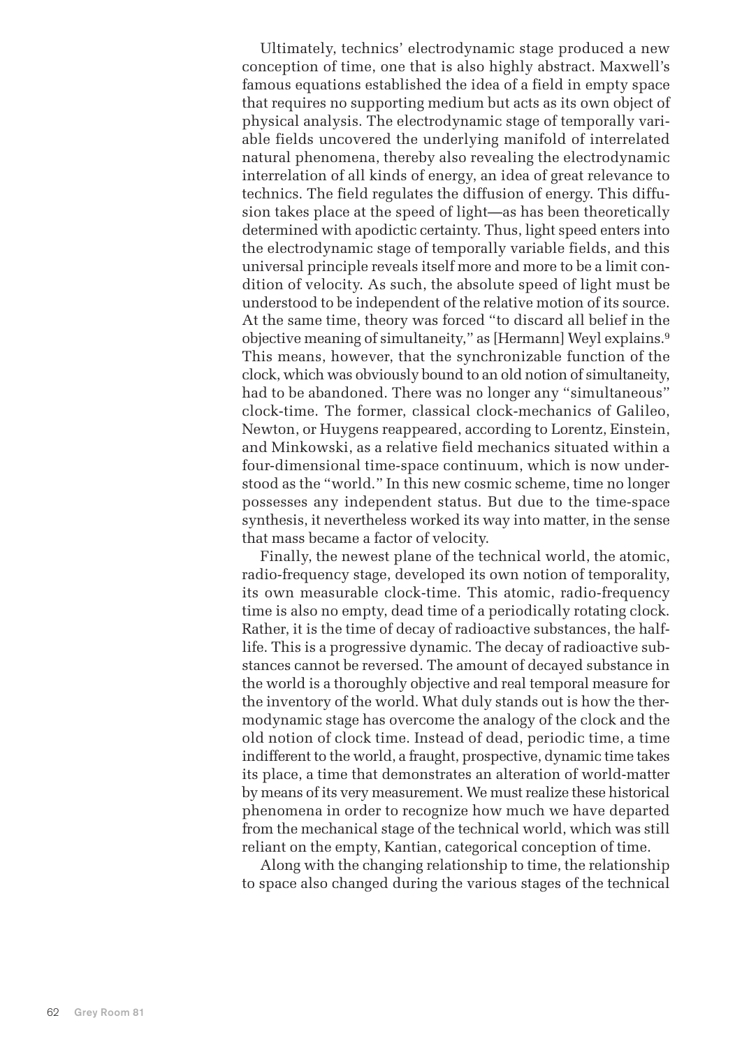Ultimately, technics' electrodynamic stage produced a new conception of time, one that is also highly abstract. Maxwell's famous equations established the idea of a field in empty space that requires no supporting medium but acts as its own object of physical analysis. The electrodynamic stage of temporally variable fields uncovered the underlying manifold of interrelated natural phenomena, thereby also revealing the electrodynamic interrelation of all kinds of energy, an idea of great relevance to technics. The field regulates the diffusion of energy. This diffusion takes place at the speed of light—as has been theoretically determined with apodictic certainty. Thus, light speed enters into the electrodynamic stage of temporally variable fields, and this universal principle reveals itself more and more to be a limit condition of velocity. As such, the absolute speed of light must be understood to be independent of the relative motion of its source. At the same time, theory was forced "to discard all belief in the objective meaning of simultaneity," as [Hermann] Weyl explains.[9] This means, however, that the synchronizable function of the clock, which was obviously bound to an old notion of simultaneity, had to be abandoned. There was no longer any "simultaneous" clock-time. The former, classical clock-mechanics of Galileo, Newton, or Huygens reappeared, according to Lorentz, Einstein, and Minkowski, as a relative field mechanics situated within a four-dimensional time-space continuum, which is now understood as the "world." In this new cosmic scheme, time no longer possesses any independent status. But due to the time-space synthesis, it nevertheless worked its way into matter, in the sense that mass became a factor of velocity.

Finally, the newest plane of the technical world, the atomic, radio-frequency stage, developed its own notion of temporality, its own measurable clock-time. This atomic, radio-frequency time is also no empty, dead time of a periodically rotating clock. Rather, it is the time of decay of radioactive substances, the half-life. This is a progressive dynamic. The decay of radioactive substances cannot be reversed. The amount of decayed substance in the world is a thoroughly objective and real temporal measure for the inventory of the world. What duly stands out is how the thermodynamic stage has overcome the analogy of the clock and the old notion of clock time. Instead of dead, periodic time, a time indifferent to the world, a fraught, prospective, dynamic time takes its place, a time that demonstrates an alteration of world-matter by means of its very measurement. We must realize these historical phenomena in order to recognize how much we have departed from the mechanical stage of the technical world, which was still reliant on the empty, Kantian, categorical conception of time.

Along with the changing relationship to time, the relationship to space also changed during the various stages of the technical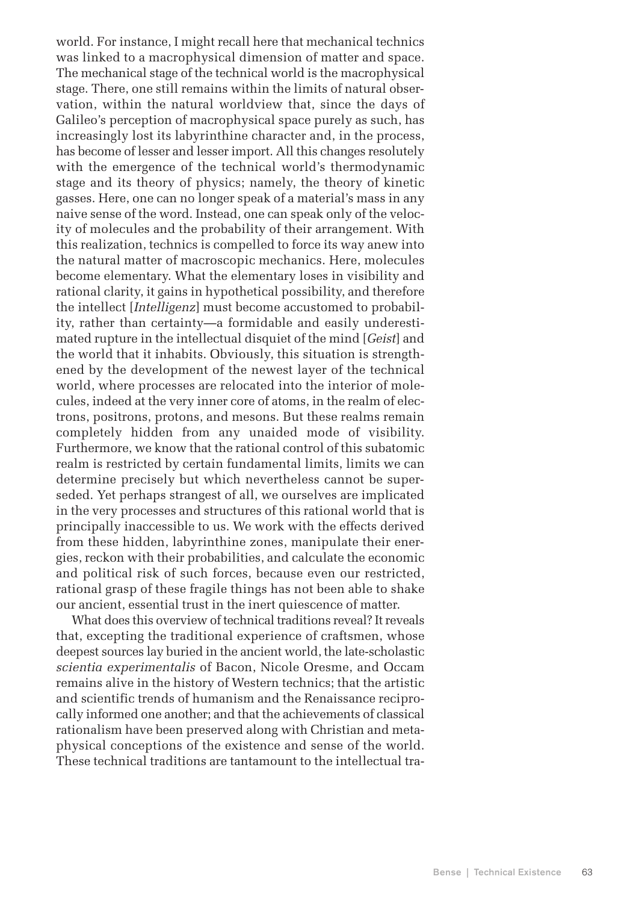world. For instance, I might recall here that mechanical technics was linked to a macrophysical dimension of matter and space. The mechanical stage of the technical world is the macrophysical stage. There, one still remains within the limits of natural observation, within the natural worldview that, since the days of Galileo's perception of macrophysical space purely as such, has increasingly lost its labyrinthine character and, in the process, has become of lesser and lesser import. All this changes resolutely with the emergence of the technical world's thermodynamic stage and its theory of physics; namely, the theory of kinetic gasses. Here, one can no longer speak of a material's mass in any naive sense of the word. Instead, one can speak only of the velocity of molecules and the probability of their arrangement. With this realization, technics is compelled to force its way anew into the natural matter of macroscopic mechanics. Here, molecules become elementary. What the elementary loses in visibility and rational clarity, it gains in hypothetical possibility, and therefore the intellect [*Intelligenz*] must become accustomed to probability, rather than certainty—a formidable and easily underestimated rupture in the intellectual disquiet of the mind [*Geist*] and the world that it inhabits. Obviously, this situation is strengthened by the development of the newest layer of the technical world, where processes are relocated into the interior of molecules, indeed at the very inner core of atoms, in the realm of electrons, positrons, protons, and mesons. But these realms remain completely hidden from any unaided mode of visibility. Furthermore, we know that the rational control of this subatomic realm is restricted by certain fundamental limits, limits we can determine precisely but which nevertheless cannot be superseded. Yet perhaps strangest of all, we ourselves are implicated in the very processes and structures of this rational world that is principally inaccessible to us. We work with the effects derived from these hidden, labyrinthine zones, manipulate their energies, reckon with their probabilities, and calculate the economic and political risk of such forces, because even our restricted, rational grasp of these fragile things has not been able to shake our ancient, essential trust in the inert quiescence of matter.

What does this overview of technical traditions reveal? It reveals that, excepting the traditional experience of craftsmen, whose deepest sources lay buried in the ancient world, the late-scholastic *scientia experimentalis* of Bacon, Nicole Oresme, and Occam remains alive in the history of Western technics; that the artistic and scientific trends of humanism and the Renaissance reciprocally informed one another; and that the achievements of classical rationalism have been preserved along with Christian and metaphysical conceptions of the existence and sense of the world. These technical traditions are tantamount to the intellectual tra-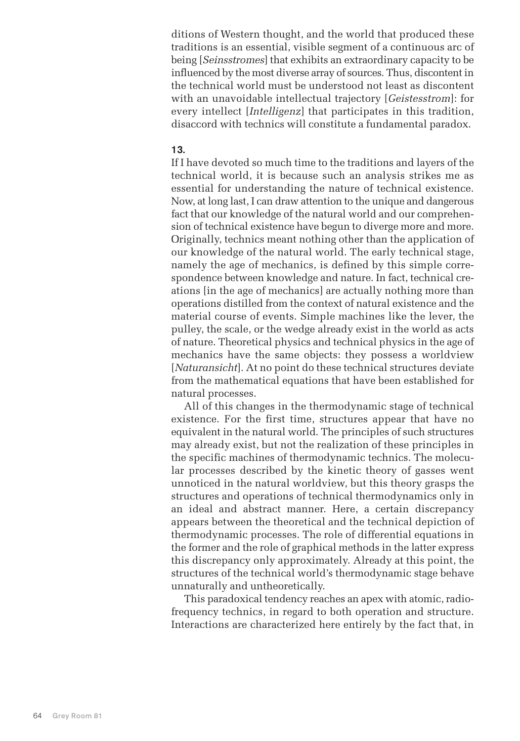ditions of Western thought, and the world that produced these traditions is an essential, visible segment of a continuous arc of being [*Seinsstromes*] that exhibits an extraordinary capacity to be influenced by the most diverse array of sources. Thus, discontent in the technical world must be understood not least as discontent with an unavoidable intellectual trajectory [*Geistesstrom*]: for every intellect [*Intelligenz*] that participates in this tradition, disaccord with technics will constitute a fundamental paradox.

**13.**

If I have devoted so much time to the traditions and layers of the technical world, it is because such an analysis strikes me as essential for understanding the nature of technical existence. Now, at long last, I can draw attention to the unique and dangerous fact that our knowledge of the natural world and our comprehension of technical existence have begun to diverge more and more. Originally, technics meant nothing other than the application of our knowledge of the natural world. The early technical stage, namely the age of mechanics, is defined by this simple correspondence between knowledge and nature. In fact, technical creations [in the age of mechanics] are actually nothing more than operations distilled from the context of natural existence and the material course of events. Simple machines like the lever, the pulley, the scale, or the wedge already exist in the world as acts of nature. Theoretical physics and technical physics in the age of mechanics have the same objects: they possess a worldview [*Naturansicht*]. At no point do these technical structures deviate from the mathematical equations that have been established for natural processes.

All of this changes in the thermodynamic stage of technical existence. For the first time, structures appear that have no equivalent in the natural world. The principles of such structures may already exist, but not the realization of these principles in the specific machines of thermodynamic technics. The molecular processes described by the kinetic theory of gasses went unnoticed in the natural worldview, but this theory grasps the structures and operations of technical thermodynamics only in an ideal and abstract manner. Here, a certain discrepancy appears between the theoretical and the technical depiction of thermodynamic processes. The role of differential equations in the former and the role of graphical methods in the latter express this discrepancy only approximately. Already at this point, the structures of the technical world's thermodynamic stage behave unnaturally and untheoretically.

This paradoxical tendency reaches an apex with atomic, radiofrequency technics, in regard to both operation and structure. Interactions are characterized here entirely by the fact that, in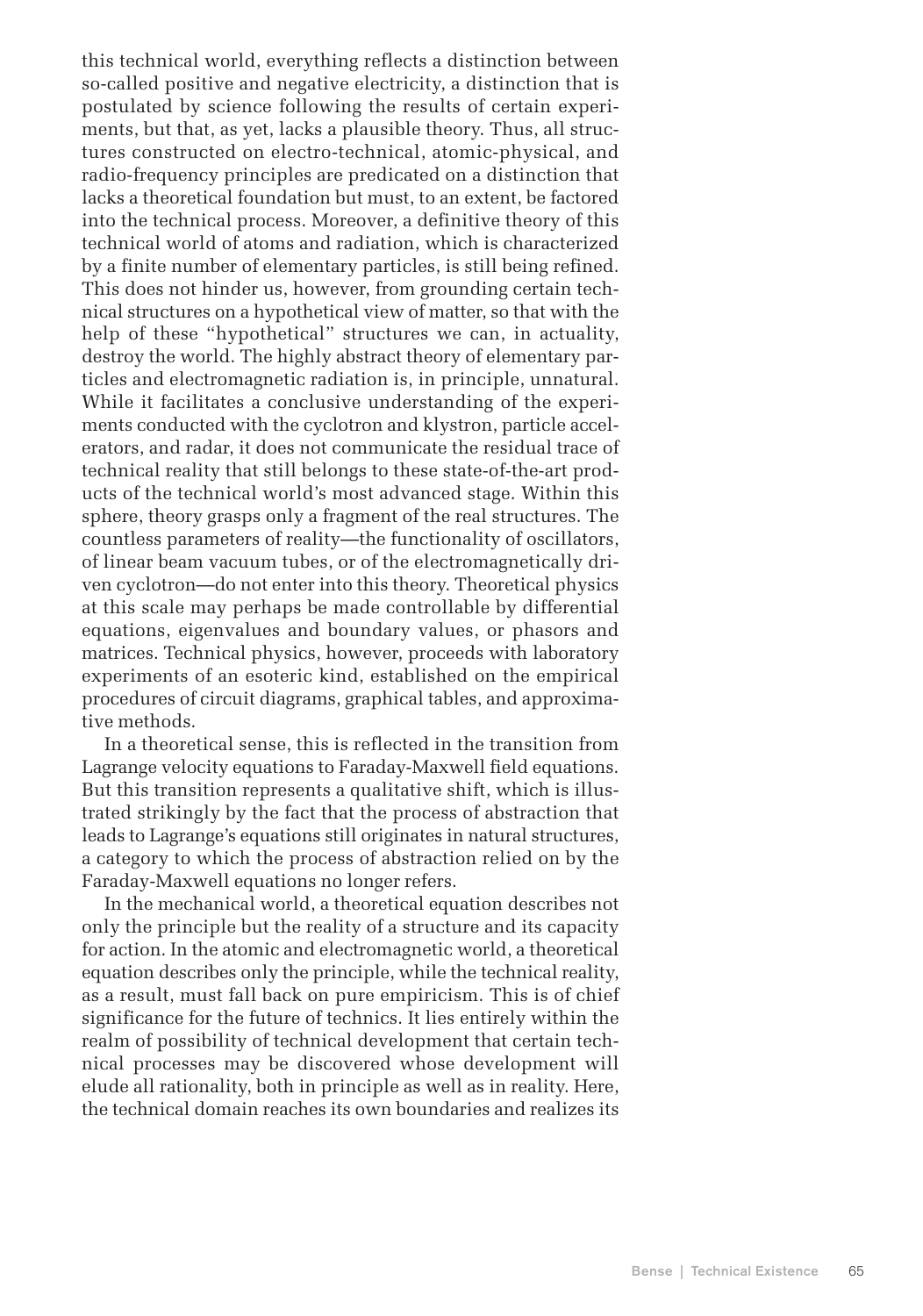this technical world, everything reflects a distinction between so-called positive and negative electricity, a distinction that is postulated by science following the results of certain experiments, but that, as yet, lacks a plausible theory. Thus, all structures constructed on electro-technical, atomic-physical, and radio-frequency principles are predicated on a distinction that lacks a theoretical foundation but must, to an extent, be factored into the technical process. Moreover, a definitive theory of this technical world of atoms and radiation, which is characterized by a finite number of elementary particles, is still being refined. This does not hinder us, however, from grounding certain technical structures on a hypothetical view of matter, so that with the help of these "hypothetical" structures we can, in actuality, destroy the world. The highly abstract theory of elementary particles and electromagnetic radiation is, in principle, unnatural. While it facilitates a conclusive understanding of the experiments conducted with the cyclotron and klystron, particle accelerators, and radar, it does not communicate the residual trace of technical reality that still belongs to these state-of-the-art products of the technical world's most advanced stage. Within this sphere, theory grasps only a fragment of the real structures. The countless parameters of reality—the functionality of oscillators, of linear beam vacuum tubes, or of the electromagnetically driven cyclotron—do not enter into this theory. Theoretical physics at this scale may perhaps be made controllable by differential equations, eigenvalues and boundary values, or phasors and matrices. Technical physics, however, proceeds with laboratory experiments of an esoteric kind, established on the empirical procedures of circuit diagrams, graphical tables, and approximative methods.

In a theoretical sense, this is reflected in the transition from Lagrange velocity equations to Faraday-Maxwell field equations. But this transition represents a qualitative shift, which is illustrated strikingly by the fact that the process of abstraction that leads to Lagrange's equations still originates in natural structures, a category to which the process of abstraction relied on by the Faraday-Maxwell equations no longer refers.

In the mechanical world, a theoretical equation describes not only the principle but the reality of a structure and its capacity for action. In the atomic and electromagnetic world, a theoretical equation describes only the principle, while the technical reality, as a result, must fall back on pure empiricism. This is of chief significance for the future of technics. It lies entirely within the realm of possibility of technical development that certain technical processes may be discovered whose development will elude all rationality, both in principle as well as in reality. Here, the technical domain reaches its own boundaries and realizes its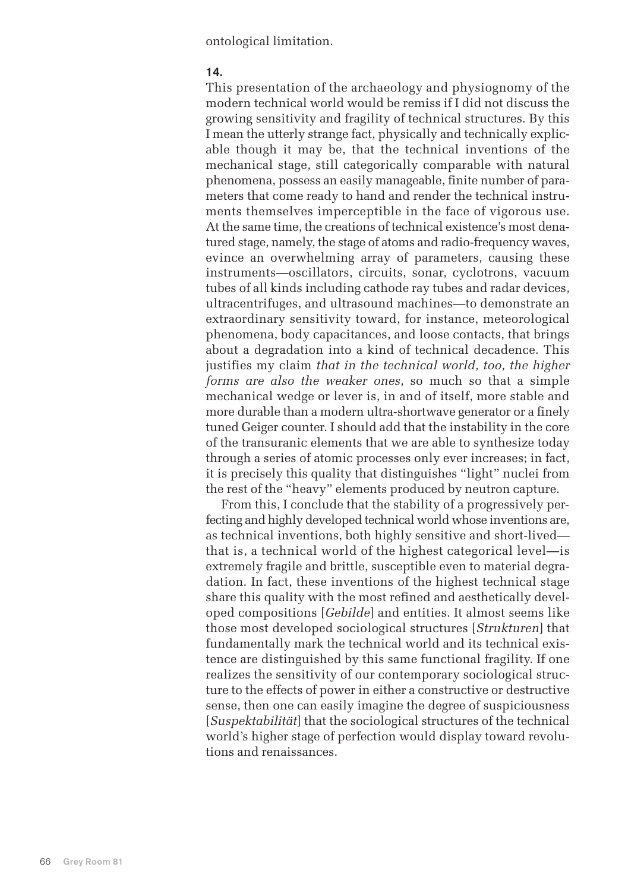ontological limitation.

**14.**

This presentation of the archaeology and physiognomy of the modern technical world would be remiss if I did not discuss the growing sensitivity and fragility of technical structures. By this I mean the utterly strange fact, physically and technically explicable though it may be, that the technical inventions of the mechanical stage, still categorically comparable with natural phenomena, possess an easily manageable, finite number of parameters that come ready to hand and render the technical instruments themselves imperceptible in the face of vigorous use. At the same time, the creations of technical existence's most denatured stage, namely, the stage of atoms and radio-frequency waves, evince an overwhelming array of parameters, causing these instruments—oscillators, circuits, sonar, cyclotrons, vacuum tubes of all kinds including cathode ray tubes and radar devices, ultracentrifuges, and ultrasound machines—to demonstrate an extraordinary sensitivity toward, for instance, meteorological phenomena, body capacitances, and loose contacts, that brings about a degradation into a kind of technical decadence. This justifies my claim *that in the technical world, too, the higher forms are also the weaker ones*, so much so that a simple mechanical wedge or lever is, in and of itself, more stable and more durable than a modern ultra-shortwave generator or a finely tuned Geiger counter. I should add that the instability in the core of the transuranic elements that we are able to synthesize today through a series of atomic processes only ever increases; in fact, it is precisely this quality that distinguishes "light" nuclei from the rest of the "heavy" elements produced by neutron capture.

From this, I conclude that the stability of a progressively perfecting and highly developed technical world whose inventions are, as technical inventions, both highly sensitive and short-lived—that is, a technical world of the highest categorical level—is extremely fragile and brittle, susceptible even to material degradation. In fact, these inventions of the highest technical stage share this quality with the most refined and aesthetically developed compositions [*Gebilde*] and entities. It almost seems like those most developed sociological structures [*Strukturen*] that fundamentally mark the technical world and its technical existence are distinguished by this same functional fragility. If one realizes the sensitivity of our contemporary sociological structure to the effects of power in either a constructive or destructive sense, then one can easily imagine the degree of suspiciousness [*Suspektabilität*] that the sociological structures of the technical world's higher stage of perfection would display toward revolutions and renaissances.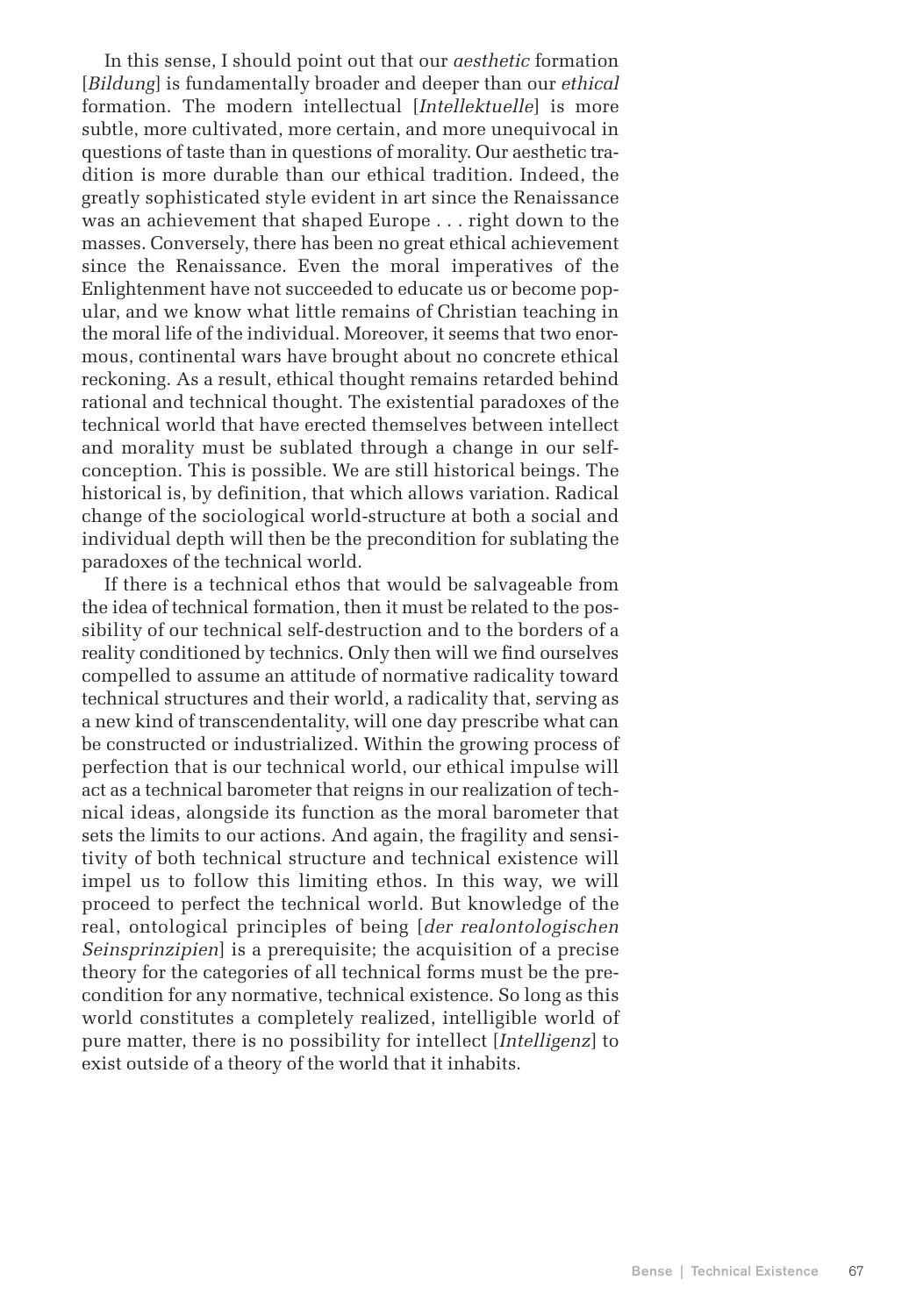In this sense, I should point out that our *aesthetic* formation [*Bildung*] is fundamentally broader and deeper than our *ethical* formation. The modern intellectual [*Intellektuelle*] is more subtle, more cultivated, more certain, and more unequivocal in questions of taste than in questions of morality. Our aesthetic tradition is more durable than our ethical tradition. Indeed, the greatly sophisticated style evident in art since the Renaissance was an achievement that shaped Europe . . . right down to the masses. Conversely, there has been no great ethical achievement since the Renaissance. Even the moral imperatives of the Enlightenment have not succeeded to educate us or become popular, and we know what little remains of Christian teaching in the moral life of the individual. Moreover, it seems that two enormous, continental wars have brought about no concrete ethical reckoning. As a result, ethical thought remains retarded behind rational and technical thought. The existential paradoxes of the technical world that have erected themselves between intellect and morality must be sublated through a change in our self-conception. This is possible. We are still historical beings. The historical is, by definition, that which allows variation. Radical change of the sociological world-structure at both a social and individual depth will then be the precondition for sublating the paradoxes of the technical world.

If there is a technical ethos that would be salvageable from the idea of technical formation, then it must be related to the possibility of our technical self-destruction and to the borders of a reality conditioned by technics. Only then will we find ourselves compelled to assume an attitude of normative radicality toward technical structures and their world, a radicality that, serving as a new kind of transcendentality, will one day prescribe what can be constructed or industrialized. Within the growing process of perfection that is our technical world, our ethical impulse will act as a technical barometer that reigns in our realization of technical ideas, alongside its function as the moral barometer that sets the limits to our actions. And again, the fragility and sensitivity of both technical structure and technical existence will impel us to follow this limiting ethos. In this way, we will proceed to perfect the technical world. But knowledge of the real, ontological principles of being [*der realontologischen Seinsprinzipien*] is a prerequisite; the acquisition of a precise theory for the categories of all technical forms must be the precondition for any normative, technical existence. So long as this world constitutes a completely realized, intelligible world of pure matter, there is no possibility for intellect [*Intelligenz*] to exist outside of a theory of the world that it inhabits.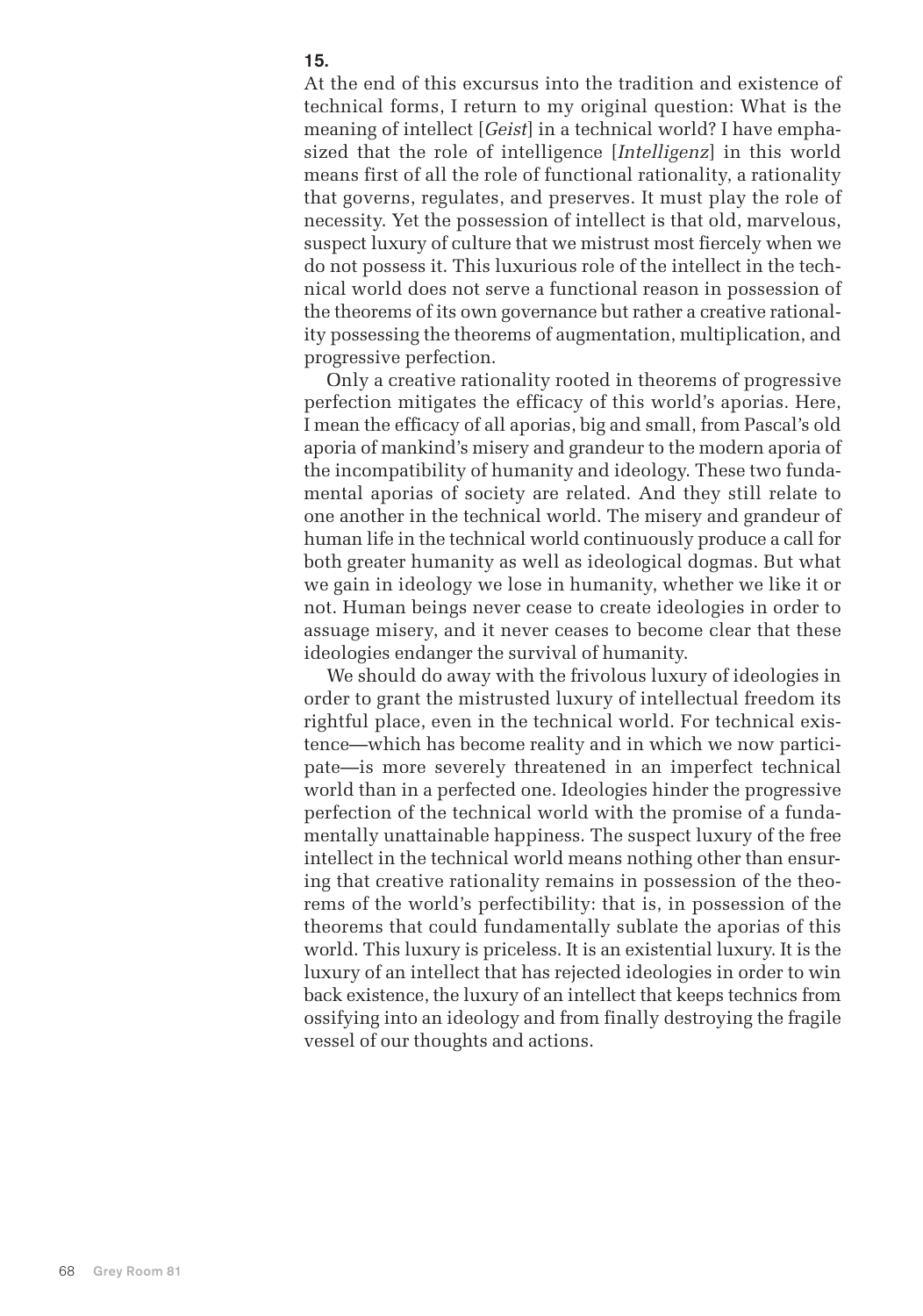**15.**

At the end of this excursus into the tradition and existence of technical forms, I return to my original question: What is the meaning of intellect [*Geist*] in a technical world? I have emphasized that the role of intelligence [*Intelligenz*] in this world means first of all the role of functional rationality, a rationality that governs, regulates, and preserves. It must play the role of necessity. Yet the possession of intellect is that old, marvelous, suspect luxury of culture that we mistrust most fiercely when we do not possess it. This luxurious role of the intellect in the technical world does not serve a functional reason in possession of the theorems of its own governance but rather a creative rationality possessing the theorems of augmentation, multiplication, and progressive perfection.

Only a creative rationality rooted in theorems of progressive perfection mitigates the efficacy of this world's aporias. Here, I mean the efficacy of all aporias, big and small, from Pascal's old aporia of mankind's misery and grandeur to the modern aporia of the incompatibility of humanity and ideology. These two fundamental aporias of society are related. And they still relate to one another in the technical world. The misery and grandeur of human life in the technical world continuously produce a call for both greater humanity as well as ideological dogmas. But what we gain in ideology we lose in humanity, whether we like it or not. Human beings never cease to create ideologies in order to assuage misery, and it never ceases to become clear that these ideologies endanger the survival of humanity.

We should do away with the frivolous luxury of ideologies in order to grant the mistrusted luxury of intellectual freedom its rightful place, even in the technical world. For technical existence—which has become reality and in which we now participate—is more severely threatened in an imperfect technical world than in a perfected one. Ideologies hinder the progressive perfection of the technical world with the promise of a fundamentally unattainable happiness. The suspect luxury of the free intellect in the technical world means nothing other than ensuring that creative rationality remains in possession of the theorems of the world's perfectibility: that is, in possession of the theorems that could fundamentally sublate the aporias of this world. This luxury is priceless. It is an existential luxury. It is the luxury of an intellect that has rejected ideologies in order to win back existence, the luxury of an intellect that keeps technics from ossifying into an ideology and from finally destroying the fragile vessel of our thoughts and actions.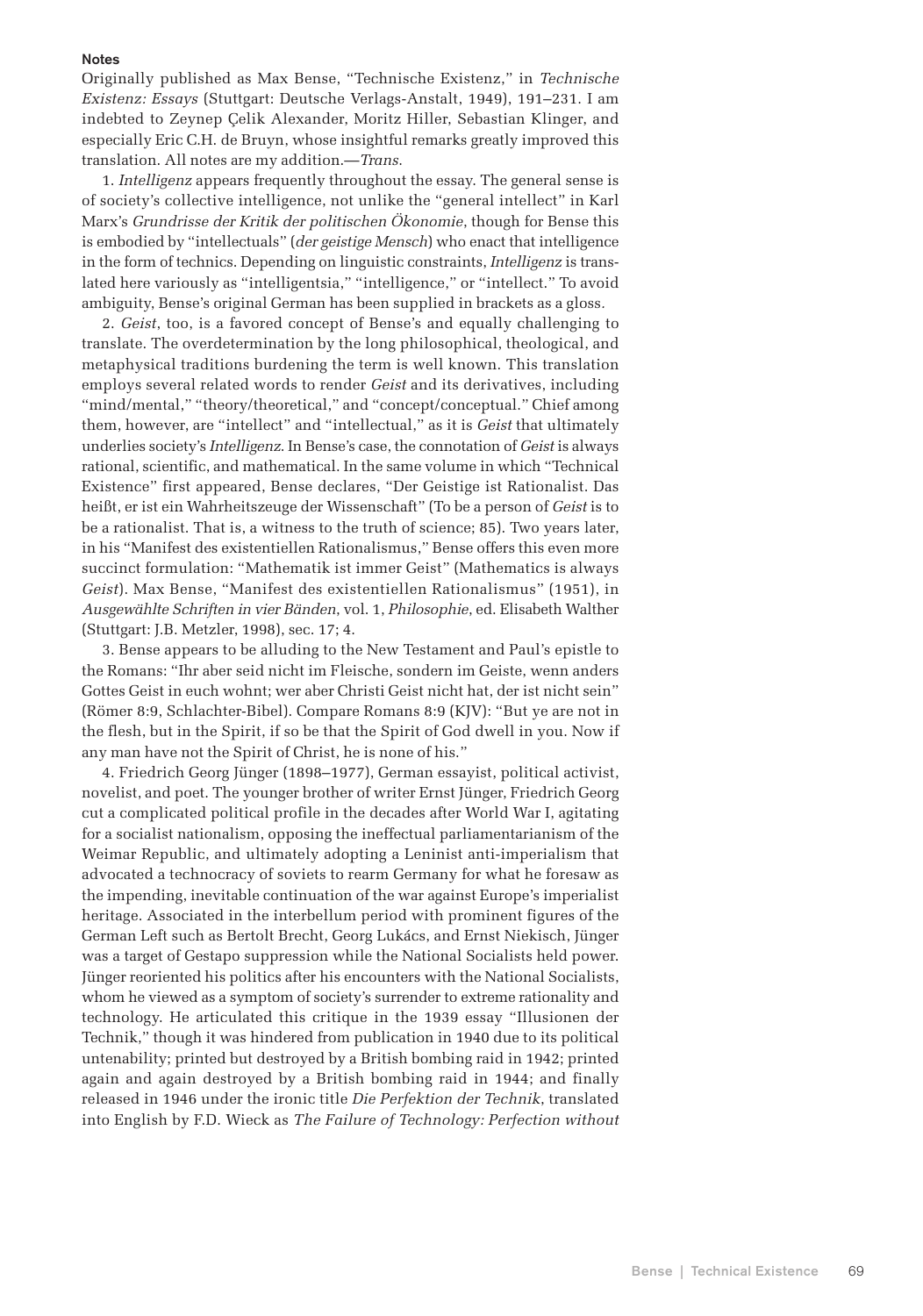**Notes**

Originally published as Max Bense, "Technische Existenz," in *Technische Existenz: Essays* (Stuttgart: Deutsche Verlags-Anstalt, 1949), 191–231. I am indebted to Zeynep Çelik Alexander, Moritz Hiller, Sebastian Klinger, and especially Eric C.H. de Bruyn, whose insightful remarks greatly improved this translation. All notes are my addition.—*Trans.*

1. *Intelligenz* appears frequently throughout the essay. The general sense is of society's collective intelligence, not unlike the "general intellect" in Karl Marx's *Grundrisse der Kritik der politischen Ökonomie*, though for Bense this is embodied by "intellectuals" (*der geistige Mensch*) who enact that intelligence in the form of technics. Depending on linguistic constraints, *Intelligenz* is translated here variously as "intelligentsia," "intelligence," or "intellect." To avoid ambiguity, Bense's original German has been supplied in brackets as a gloss.

2. *Geist*, too, is a favored concept of Bense's and equally challenging to translate. The overdetermination by the long philosophical, theological, and metaphysical traditions burdening the term is well known. This translation employs several related words to render *Geist* and its derivatives, including "mind/mental," "theory/theoretical," and "concept/conceptual." Chief among them, however, are "intellect" and "intellectual," as it is *Geist* that ultimately underlies society's *Intelligenz*. In Bense's case, the connotation of *Geist* is always rational, scientific, and mathematical. In the same volume in which "Technical Existence" first appeared, Bense declares, "Der Geistige ist Rationalist. Das heißt, er ist ein Wahrheitszeuge der Wissenschaft" (To be a person of *Geist* is to be a rationalist. That is, a witness to the truth of science; 85). Two years later, in his "Manifest des existentiellen Rationalismus," Bense offers this even more succinct formulation: "Mathematik ist immer Geist" (Mathematics is always *Geist*). Max Bense, "Manifest des existentiellen Rationalismus" (1951), in *Ausgewählte Schriften in vier Bänden*, vol. 1, *Philosophie*, ed. Elisabeth Walther (Stuttgart: J.B. Metzler, 1998), sec. 17; 4.

3. Bense appears to be alluding to the New Testament and Paul's epistle to the Romans: "Ihr aber seid nicht im Fleische, sondern im Geiste, wenn anders Gottes Geist in euch wohnt; wer aber Christi Geist nicht hat, der ist nicht sein" (Römer 8:9, Schlachter-Bibel). Compare Romans 8:9 (KJV): "But ye are not in the flesh, but in the Spirit, if so be that the Spirit of God dwell in you. Now if any man have not the Spirit of Christ, he is none of his."

4. Friedrich Georg Jünger (1898–1977), German essayist, political activist, novelist, and poet. The younger brother of writer Ernst Jünger, Friedrich Georg cut a complicated political profile in the decades after World War I, agitating for a socialist nationalism, opposing the ineffectual parliamentarianism of the Weimar Republic, and ultimately adopting a Leninist anti-imperialism that advocated a technocracy of soviets to rearm Germany for what he foresaw as the impending, inevitable continuation of the war against Europe's imperialist heritage. Associated in the interbellum period with prominent figures of the German Left such as Bertolt Brecht, Georg Lukács, and Ernst Niekisch, Jünger was a target of Gestapo suppression while the National Socialists held power. Jünger reoriented his politics after his encounters with the National Socialists, whom he viewed as a symptom of society's surrender to extreme rationality and technology. He articulated this critique in the 1939 essay "Illusionen der Technik," though it was hindered from publication in 1940 due to its political untenability; printed but destroyed by a British bombing raid in 1942; printed again and again destroyed by a British bombing raid in 1944; and finally released in 1946 under the ironic title *Die Perfektion der Technik*, translated into English by F.D. Wieck as *The Failure of Technology: Perfection without*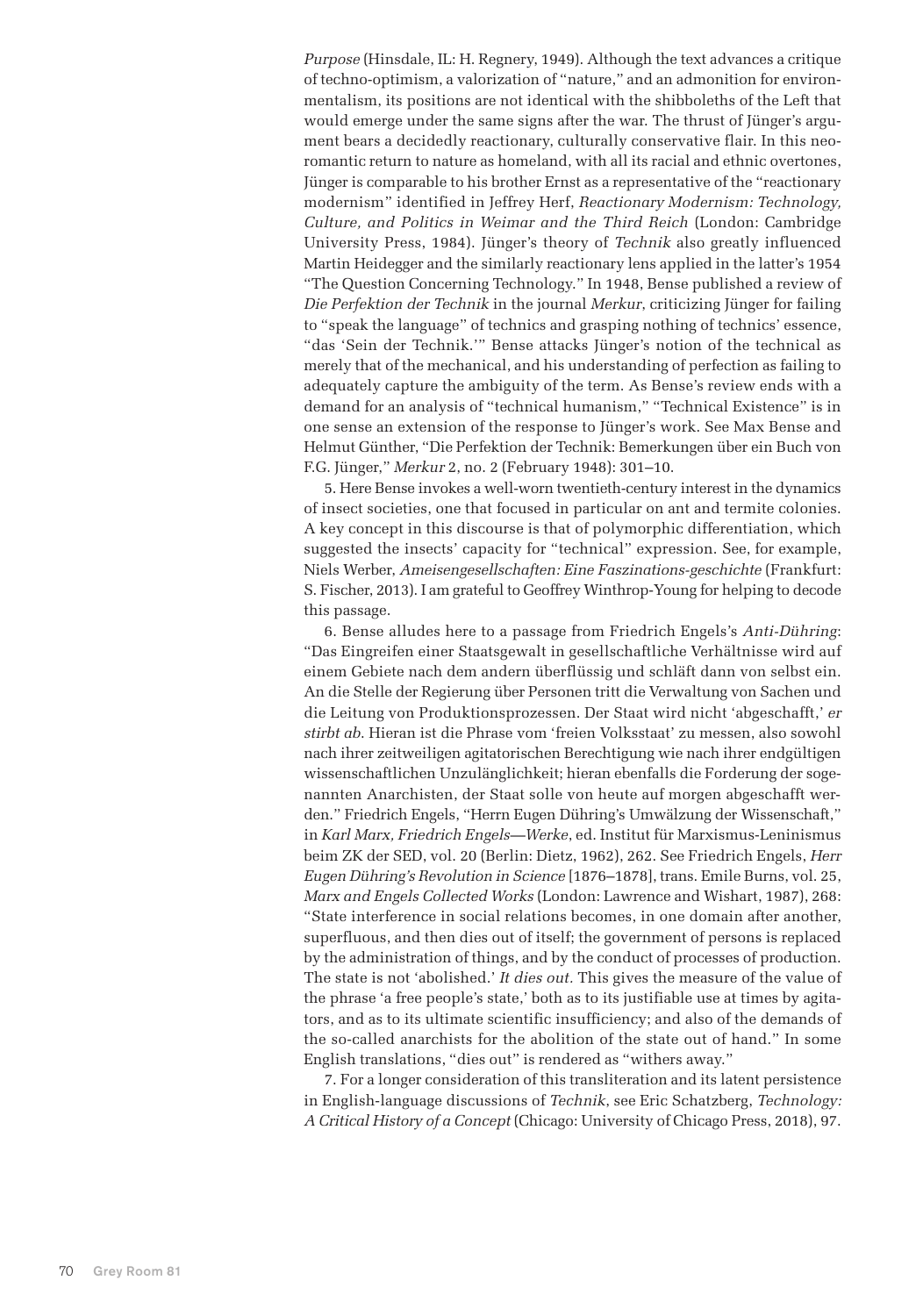*Purpose* (Hinsdale, IL: H. Regnery, 1949). Although the text advances a critique of techno-optimism, a valorization of "nature," and an admonition for environmentalism, its positions are not identical with the shibboleths of the Left that would emerge under the same signs after the war. The thrust of Jünger's argument bears a decidedly reactionary, culturally conservative flair. In this neoromantic return to nature as homeland, with all its racial and ethnic overtones, Jünger is comparable to his brother Ernst as a representative of the "reactionary modernism" identified in Jeffrey Herf, *Reactionary Modernism: Technology, Culture, and Politics in Weimar and the Third Reich* (London: Cambridge University Press, 1984). Jünger's theory of *Technik* also greatly influenced Martin Heidegger and the similarly reactionary lens applied in the latter's 1954 "The Question Concerning Technology." In 1948, Bense published a review of *Die Perfektion der Technik* in the journal *Merkur*, criticizing Jünger for failing to "speak the language" of technics and grasping nothing of technics' essence, "das 'Sein der Technik.'" Bense attacks Jünger's notion of the technical as merely that of the mechanical, and his understanding of perfection as failing to adequately capture the ambiguity of the term. As Bense's review ends with a demand for an analysis of "technical humanism," "Technical Existence" is in one sense an extension of the response to Jünger's work. See Max Bense and Helmut Günther, "Die Perfektion der Technik: Bemerkungen über ein Buch von F.G. Jünger," *Merkur* 2, no. 2 (February 1948): 301–10.

5. Here Bense invokes a well-worn twentieth-century interest in the dynamics of insect societies, one that focused in particular on ant and termite colonies. A key concept in this discourse is that of polymorphic differentiation, which suggested the insects' capacity for "technical" expression. See, for example, Niels Werber, *Ameisengesellschaften: Eine Faszinations-geschichte* (Frankfurt: S. Fischer, 2013). I am grateful to Geoffrey Winthrop-Young for helping to decode this passage.

6. Bense alludes here to a passage from Friedrich Engels's *Anti-Dühring*: "Das Eingreifen einer Staatsgewalt in gesellschaftliche Verhältnisse wird auf einem Gebiete nach dem andern überflüssig und schläft dann von selbst ein. An die Stelle der Regierung über Personen tritt die Verwaltung von Sachen und die Leitung von Produktionsprozessen. Der Staat wird nicht 'abgeschafft,' *er stirbt ab*. Hieran ist die Phrase vom 'freien Volksstaat' zu messen, also sowohl nach ihrer zeitweiligen agitatorischen Berechtigung wie nach ihrer endgültigen wissenschaftlichen Unzulänglichkeit; hieran ebenfalls die Forderung der sogenannten Anarchisten, der Staat solle von heute auf morgen abgeschafft werden." Friedrich Engels, "Herrn Eugen Dühring's Umwälzung der Wissenschaft," in *Karl Marx, Friedrich Engels—Werke*, ed. Institut für Marxismus-Leninismus beim ZK der SED, vol. 20 (Berlin: Dietz, 1962), 262. See Friedrich Engels, *Herr Eugen Dühring's Revolution in Science* [1876–1878], trans. Emile Burns, vol. 25, *Marx and Engels Collected Works* (London: Lawrence and Wishart, 1987), 268: "State interference in social relations becomes, in one domain after another, superfluous, and then dies out of itself; the government of persons is replaced by the administration of things, and by the conduct of processes of production. The state is not 'abolished.' *It dies out.* This gives the measure of the value of the phrase 'a free people's state,' both as to its justifiable use at times by agitators, and as to its ultimate scientific insufficiency; and also of the demands of the so-called anarchists for the abolition of the state out of hand." In some English translations, "dies out" is rendered as "withers away."

7. For a longer consideration of this transliteration and its latent persistence in English-language discussions of *Technik*, see Eric Schatzberg, *Technology: A Critical History of a Concept* (Chicago: University of Chicago Press, 2018), 97.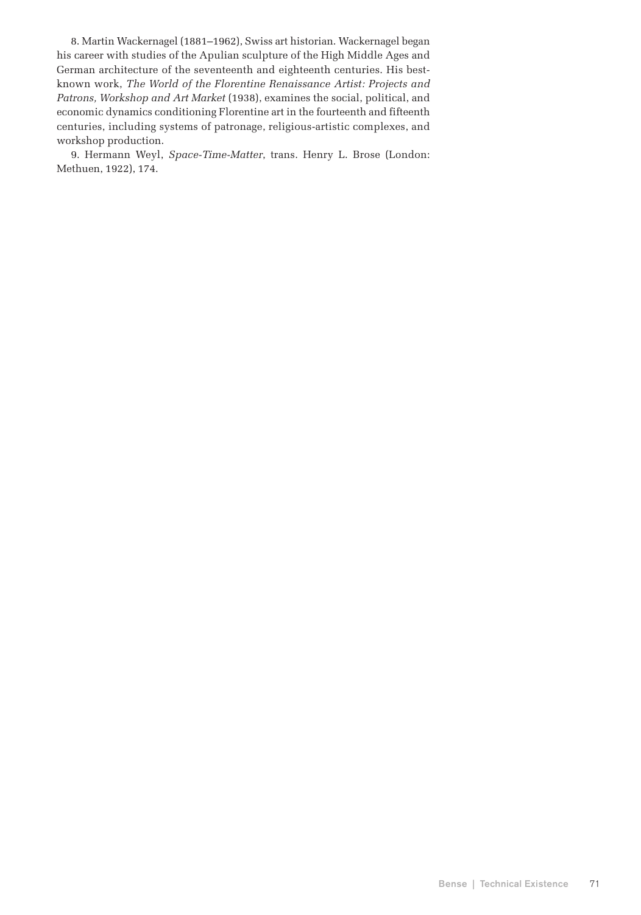8. Martin Wackernagel (1881–1962), Swiss art historian. Wackernagel began his career with studies of the Apulian sculpture of the High Middle Ages and German architecture of the seventeenth and eighteenth centuries. His best-known work, *The World of the Florentine Renaissance Artist: Projects and Patrons, Workshop and Art Market* (1938), examines the social, political, and economic dynamics conditioning Florentine art in the fourteenth and fifteenth centuries, including systems of patronage, religious-artistic complexes, and workshop production.

9. Hermann Weyl, *Space-Time-Matter*, trans. Henry L. Brose (London: Methuen, 1922), 174.